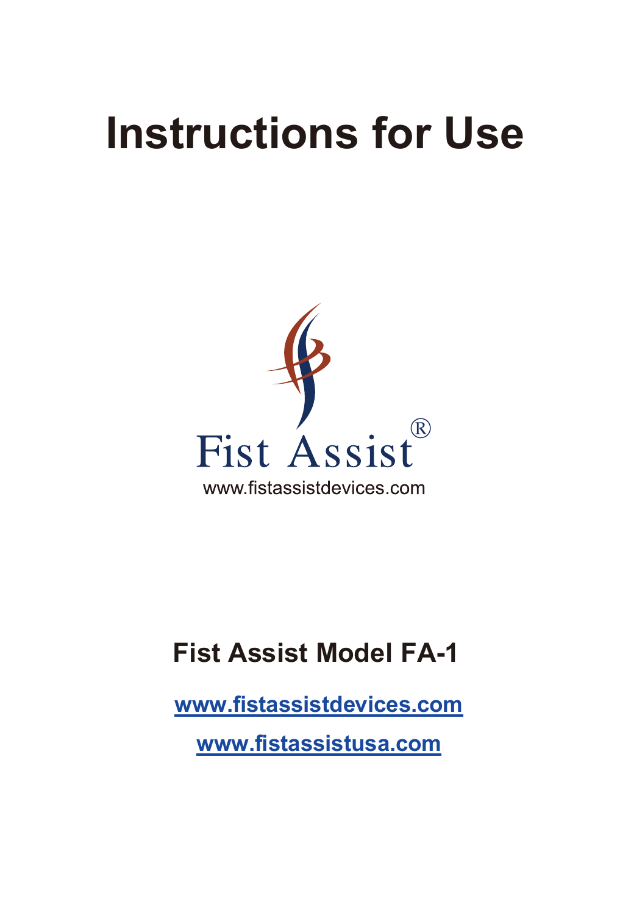# Instructions for Use

Fist Assist®

www.fistassistdevices.com

## Fist Assist Model FA-1

www.fistassistdevices.com

www.fistassistusa.com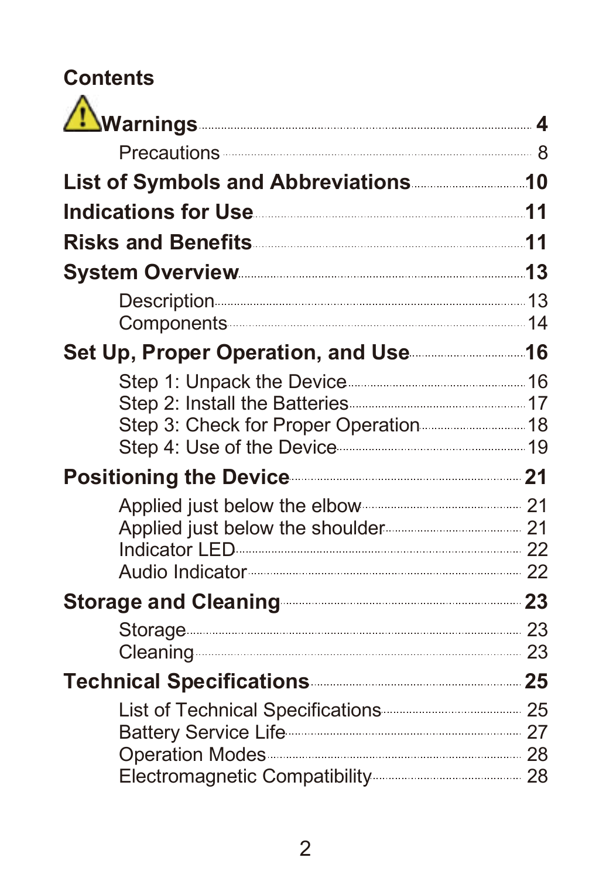# Contents

⚠ **Warnings** .......... **4**

Precautions .......... 8

**List of Symbols and Abbreviations** .......... **10**

**Indications for Use** .......... **11**

**Risks and Benefits** .......... **11**

**System Overview** .......... **13**

Description .......... 13
Components .......... 14

**Set Up, Proper Operation, and Use** .......... **16**

Step 1: Unpack the Device .......... 16
Step 2: Install the Batteries .......... 17
Step 3: Check for Proper Operation .......... 18
Step 4: Use of the Device .......... 19

**Positioning the Device** .......... **21**

Applied just below the elbow .......... 21
Applied just below the shoulder .......... 21
Indicator LED .......... 22
Audio Indicator .......... 22

**Storage and Cleaning** .......... **23**

Storage .......... 23
Cleaning .......... 23

**Technical Specifications** .......... **25**

List of Technical Specifications .......... 25
Battery Service Life .......... 27
Operation Modes .......... 28
Electromagnetic Compatibility .......... 28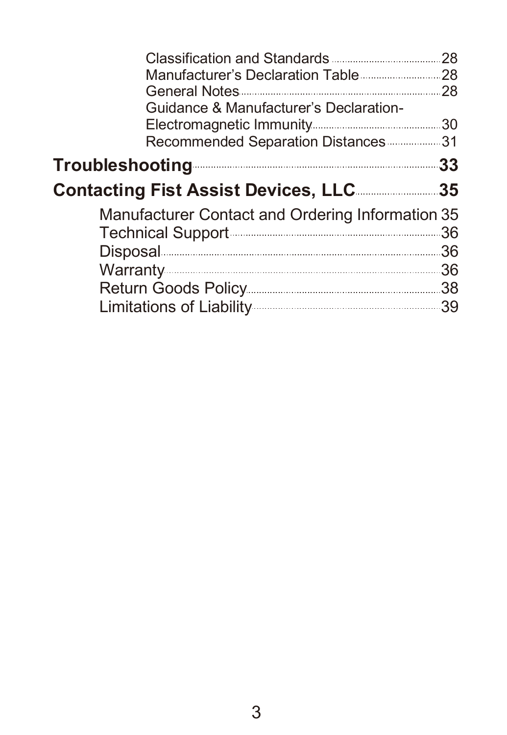Classification and Standards ........................ 28
Manufacturer's Declaration Table ........................ 28
General Notes ........................ 28
Guidance & Manufacturer's Declaration-Electromagnetic Immunity ........................ 30
Recommended Separation Distances ........................ 31

**Troubleshooting ........................ 33**

**Contacting Fist Assist Devices, LLC ........................ 35**

Manufacturer Contact and Ordering Information 35
Technical Support ........................ 36
Disposal ........................ 36
Warranty ........................ 36
Return Goods Policy ........................ 38
Limitations of Liability ........................ 39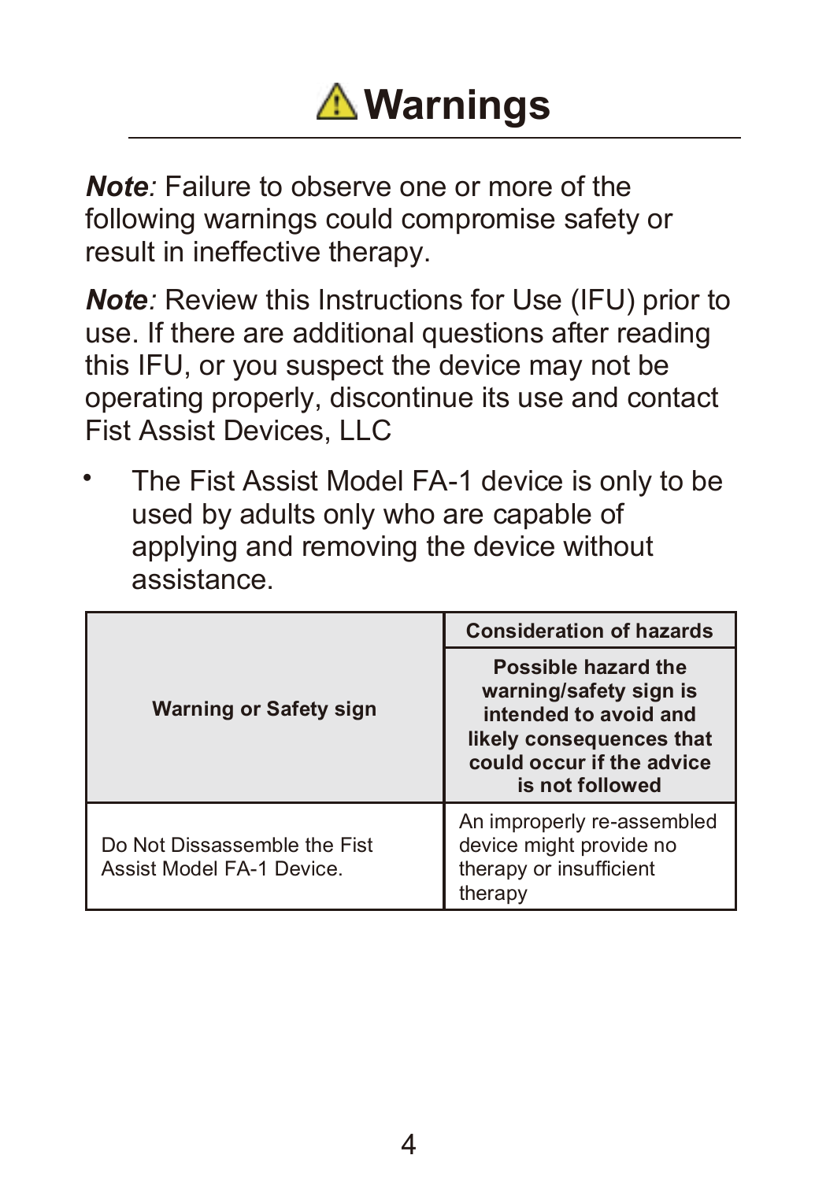# ⚠ Warnings

***Note**:* Failure to observe one or more of the following warnings could compromise safety or result in ineffective therapy.

***Note**:* Review this Instructions for Use (IFU) prior to use. If there are additional questions after reading this IFU, or you suspect the device may not be operating properly, discontinue its use and contact Fist Assist Devices, LLC

- The Fist Assist Model FA-1 device is only to be used by adults only who are capable of applying and removing the device without assistance.

| **Warning or Safety sign** | **Consideration of hazards**<br>**Possible hazard the warning/safety sign is intended to avoid and likely consequences that could occur if the advice is not followed** |
|---|---|
| Do Not Dissassemble the Fist Assist Model FA-1 Device. | An improperly re-assembled device might provide no therapy or insufficient therapy |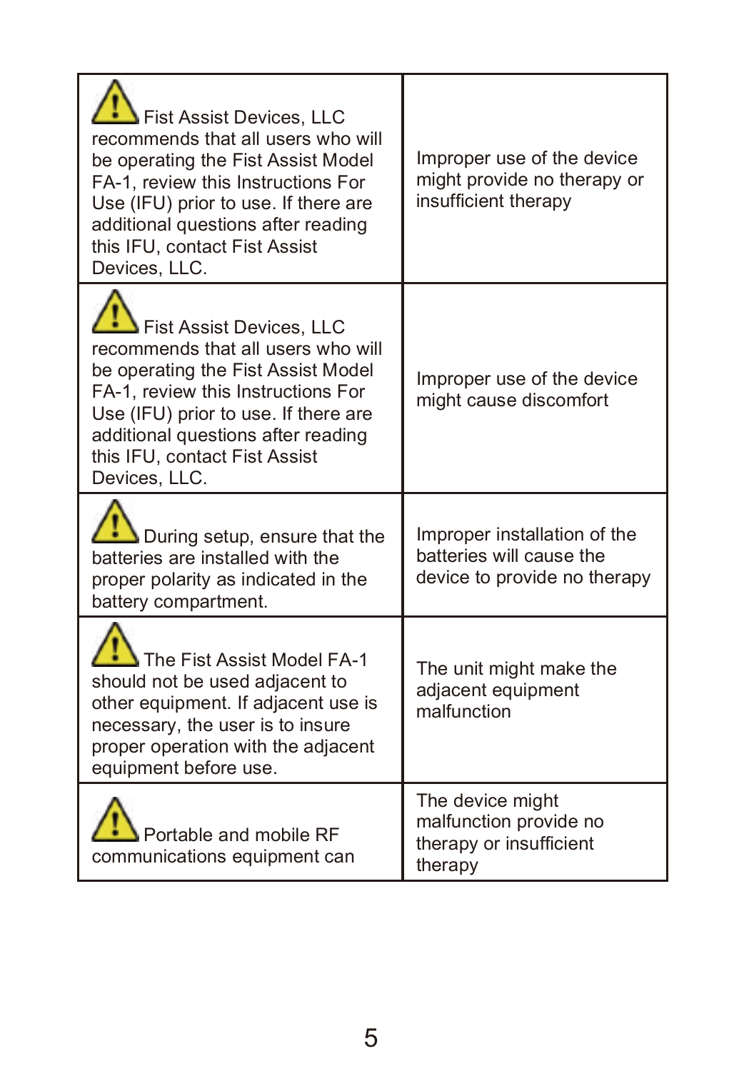| | |
|---|---|
| ⚠ Fist Assist Devices, LLC recommends that all users who will be operating the Fist Assist Model FA-1, review this Instructions For Use (IFU) prior to use. If there are additional questions after reading this IFU, contact Fist Assist Devices, LLC. | Improper use of the device might provide no therapy or insufficient therapy |
| ⚠ Fist Assist Devices, LLC recommends that all users who will be operating the Fist Assist Model FA-1, review this Instructions For Use (IFU) prior to use. If there are additional questions after reading this IFU, contact Fist Assist Devices, LLC. | Improper use of the device might cause discomfort |
| ⚠ During setup, ensure that the batteries are installed with the proper polarity as indicated in the battery compartment. | Improper installation of the batteries will cause the device to provide no therapy |
| ⚠ The Fist Assist Model FA-1 should not be used adjacent to other equipment. If adjacent use is necessary, the user is to insure proper operation with the adjacent equipment before use. | The unit might make the adjacent equipment malfunction |
| ⚠ Portable and mobile RF communications equipment can | The device might malfunction provide no therapy or insufficient therapy |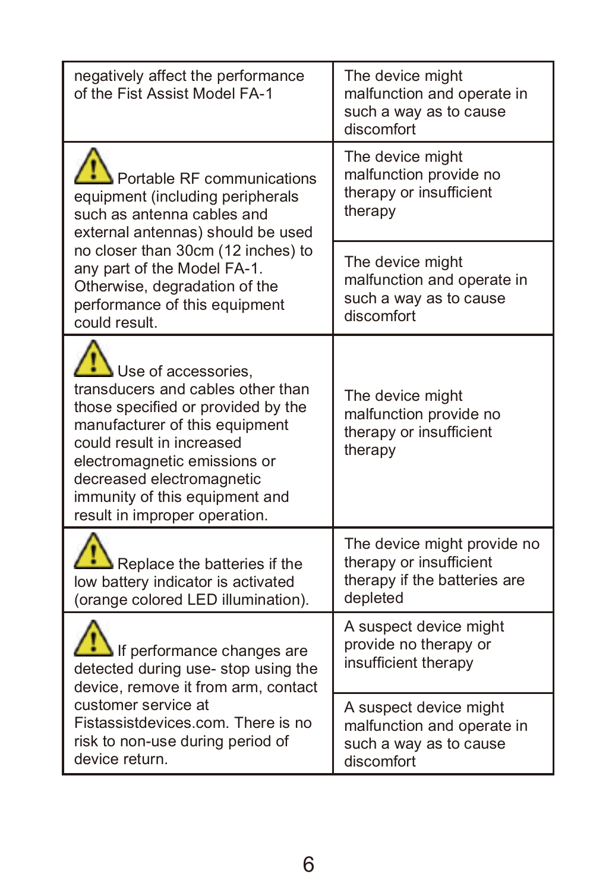| | |
|---|---|
| negatively affect the performance of the Fist Assist Model FA-1 | The device might malfunction and operate in such a way as to cause discomfort |
| ⚠ Portable RF communications equipment (including peripherals such as antenna cables and external antennas) should be used no closer than 30cm (12 inches) to any part of the Model FA-1. Otherwise, degradation of the performance of this equipment could result. | The device might malfunction provide no therapy or insufficient therapy |
| | The device might malfunction and operate in such a way as to cause discomfort |
| ⚠ Use of accessories, transducers and cables other than those specified or provided by the manufacturer of this equipment could result in increased electromagnetic emissions or decreased electromagnetic immunity of this equipment and result in improper operation. | The device might malfunction provide no therapy or insufficient therapy |
| ⚠ Replace the batteries if the low battery indicator is activated (orange colored LED illumination). | The device might provide no therapy or insufficient therapy if the batteries are depleted |
| ⚠ If performance changes are detected during use- stop using the device, remove it from arm, contact customer service at Fistassistdevices.com. There is no risk to non-use during period of device return. | A suspect device might provide no therapy or insufficient therapy |
| | A suspect device might malfunction and operate in such a way as to cause discomfort |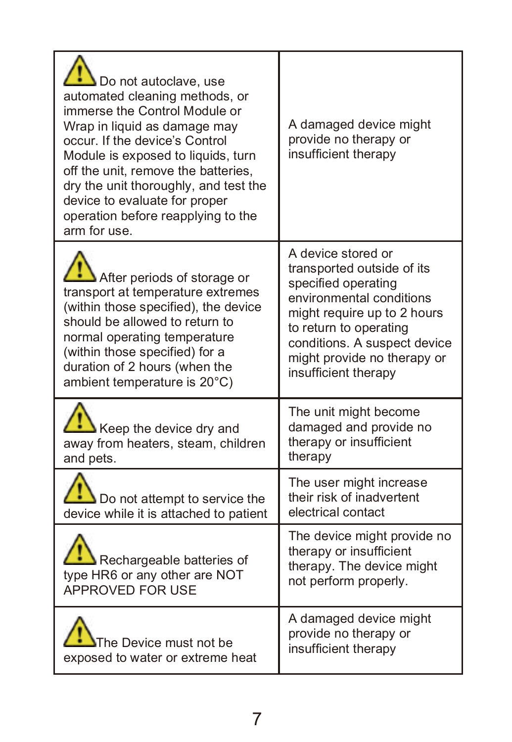| | |
|---|---|
| ⚠ Do not autoclave, use automated cleaning methods, or immerse the Control Module or Wrap in liquid as damage may occur. If the device's Control Module is exposed to liquids, turn off the unit, remove the batteries, dry the unit thoroughly, and test the device to evaluate for proper operation before reapplying to the arm for use. | A damaged device might provide no therapy or insufficient therapy |
| ⚠ After periods of storage or transport at temperature extremes (within those specified), the device should be allowed to return to normal operating temperature (within those specified) for a duration of 2 hours (when the ambient temperature is 20°C) | A device stored or transported outside of its specified operating environmental conditions might require up to 2 hours to return to operating conditions. A suspect device might provide no therapy or insufficient therapy |
| ⚠ Keep the device dry and away from heaters, steam, children and pets. | The unit might become damaged and provide no therapy or insufficient therapy |
| ⚠ Do not attempt to service the device while it is attached to patient | The user might increase their risk of inadvertent electrical contact |
| ⚠ Rechargeable batteries of type HR6 or any other are NOT APPROVED FOR USE | The device might provide no therapy or insufficient therapy. The device might not perform properly. |
| ⚠ The Device must not be exposed to water or extreme heat | A damaged device might provide no therapy or insufficient therapy |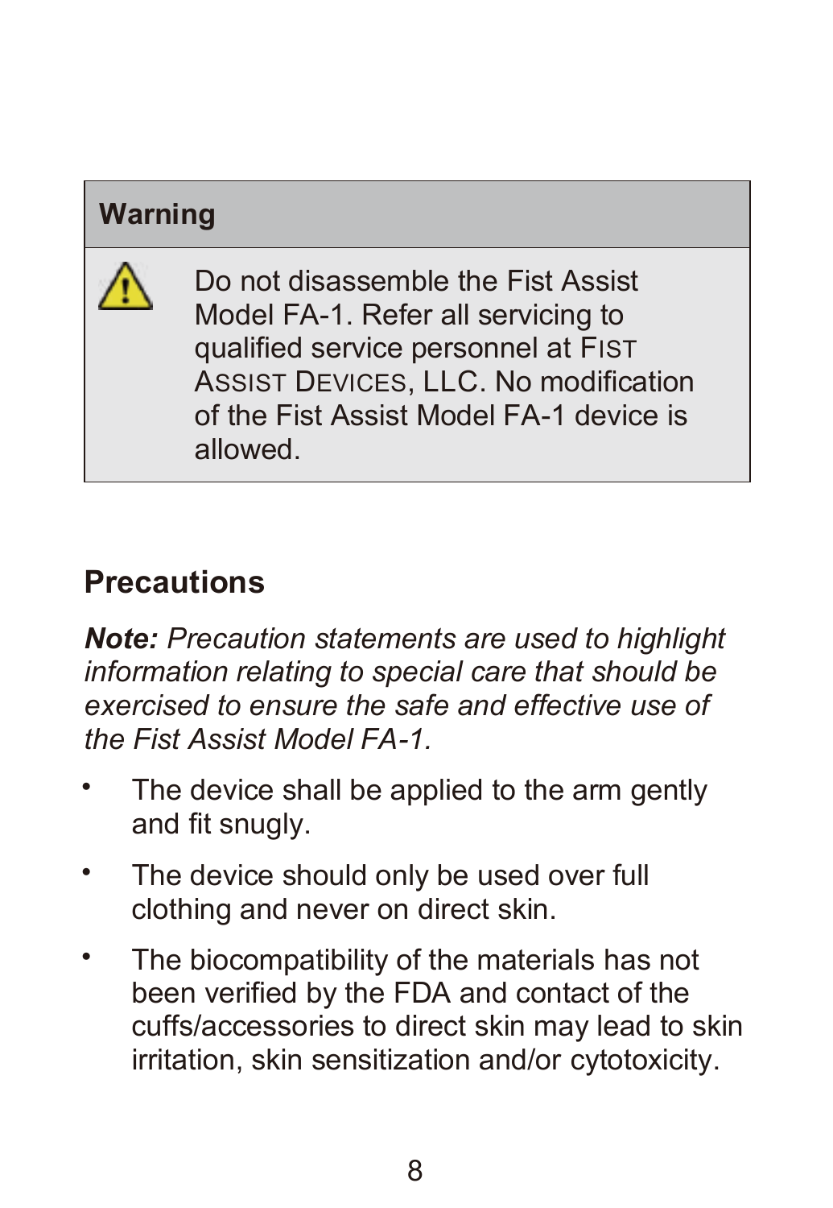**Warning**

⚠ Do not disassemble the Fist Assist Model FA-1. Refer all servicing to qualified service personnel at FIST ASSIST DEVICES, LLC. No modification of the Fist Assist Model FA-1 device is allowed.

## Precautions

***Note:*** *Precaution statements are used to highlight information relating to special care that should be exercised to ensure the safe and effective use of the Fist Assist Model FA-1.*

- The device shall be applied to the arm gently and fit snugly.
- The device should only be used over full clothing and never on direct skin.
- The biocompatibility of the materials has not been verified by the FDA and contact of the cuffs/accessories to direct skin may lead to skin irritation, skin sensitization and/or cytotoxicity.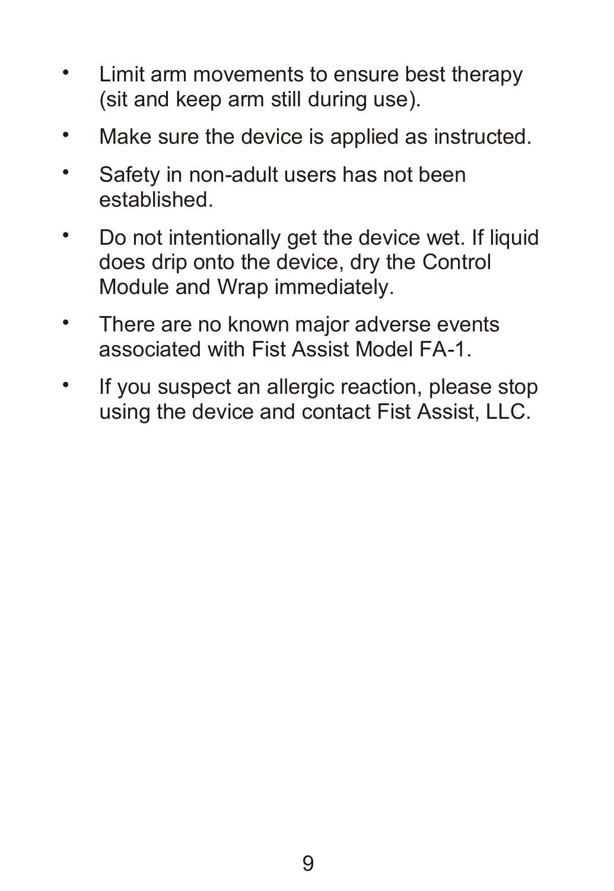- Limit arm movements to ensure best therapy (sit and keep arm still during use).
- Make sure the device is applied as instructed.
- Safety in non-adult users has not been established.
- Do not intentionally get the device wet. If liquid does drip onto the device, dry the Control Module and Wrap immediately.
- There are no known major adverse events associated with Fist Assist Model FA-1.
- If you suspect an allergic reaction, please stop using the device and contact Fist Assist, LLC.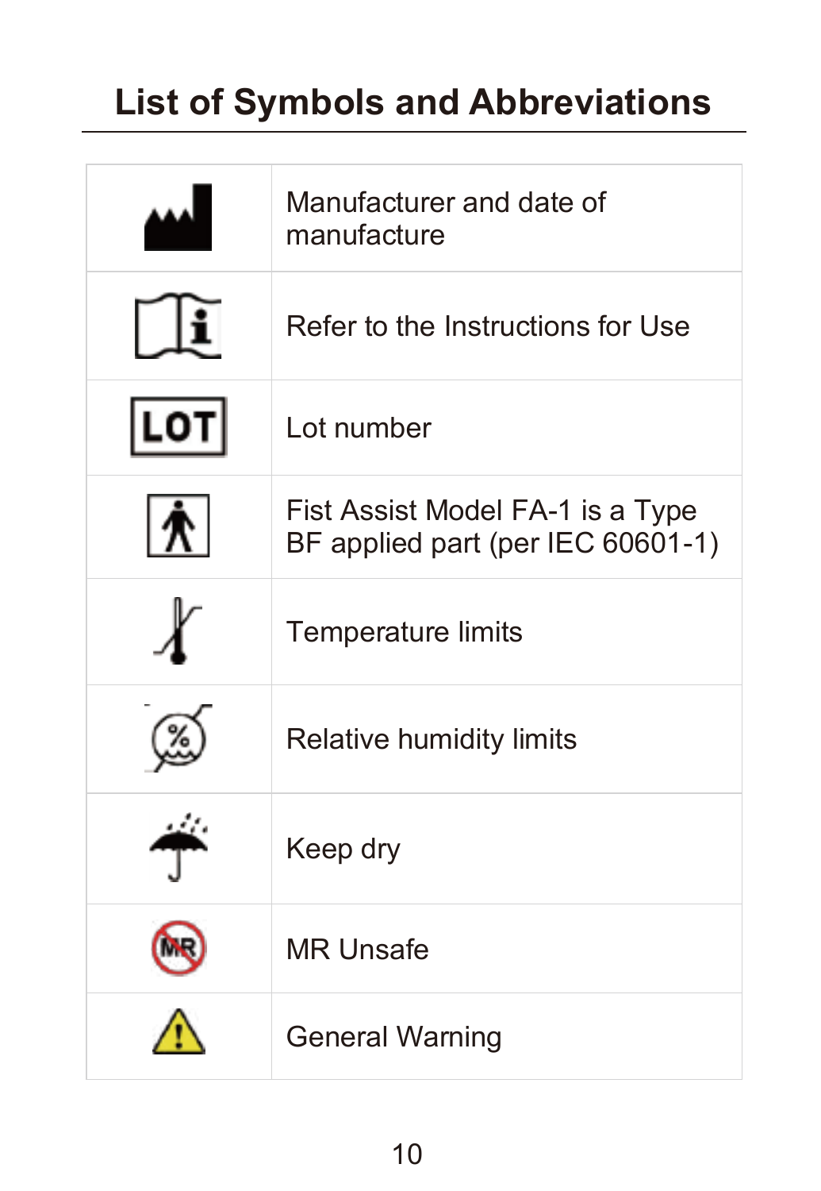# List of Symbols and Abbreviations

| Symbol | Description |
|---|---|
| | Manufacturer and date of manufacture |
| | Refer to the Instructions for Use |
| LOT | Lot number |
| | Fist Assist Model FA-1 is a Type BF applied part (per IEC 60601-1) |
| | Temperature limits |
| % | Relative humidity limits |
| | Keep dry |
| MR | MR Unsafe |
| | General Warning |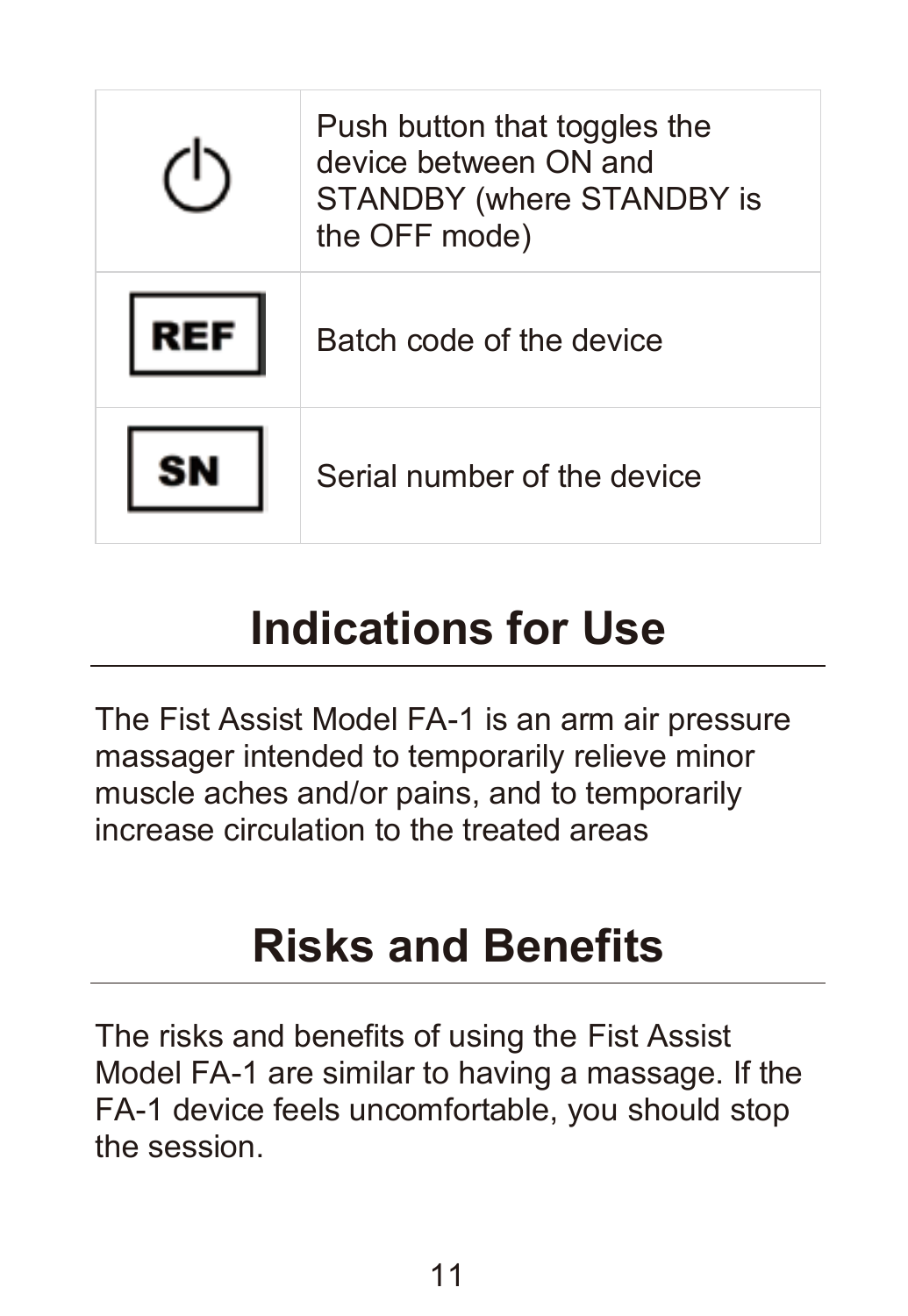| | |
|---|---|
| ⏻ | Push button that toggles the device between ON and STANDBY (where STANDBY is the OFF mode) |
| REF | Batch code of the device |
| SN | Serial number of the device |

# Indications for Use

The Fist Assist Model FA-1 is an arm air pressure massager intended to temporarily relieve minor muscle aches and/or pains, and to temporarily increase circulation to the treated areas

# Risks and Benefits

The risks and benefits of using the Fist Assist Model FA-1 are similar to having a massage. If the FA-1 device feels uncomfortable, you should stop the session.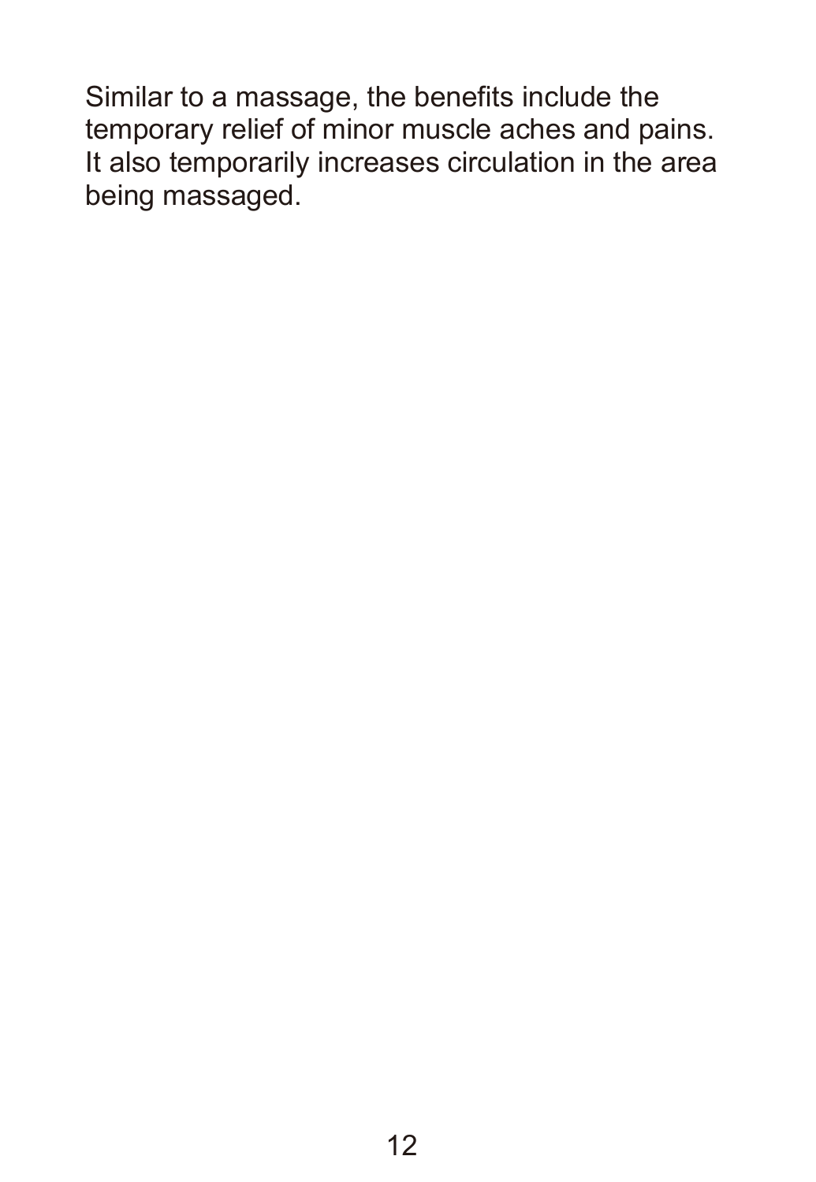Similar to a massage, the benefits include the temporary relief of minor muscle aches and pains. It also temporarily increases circulation in the area being massaged.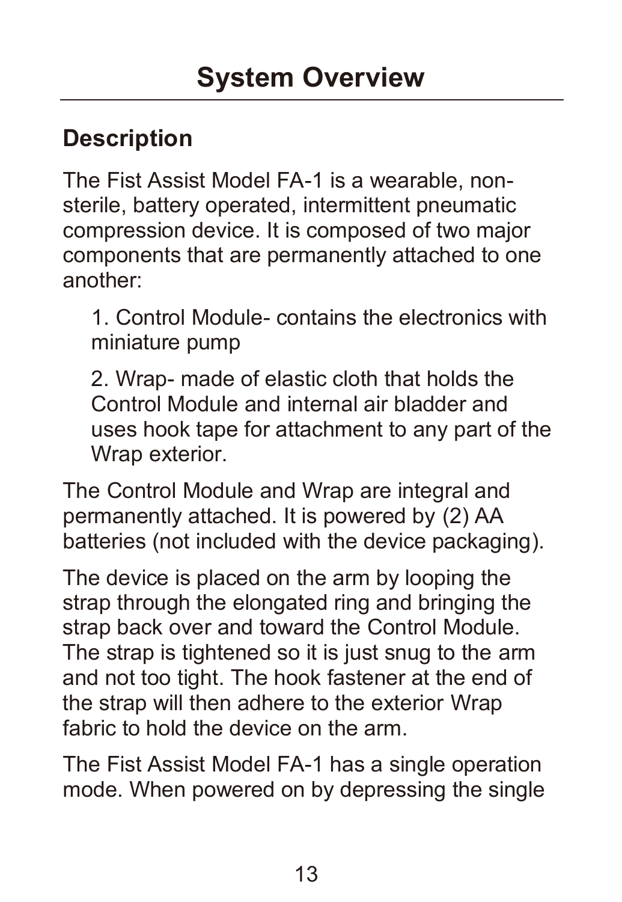# System Overview

## Description

The Fist Assist Model FA-1 is a wearable, non-sterile, battery operated, intermittent pneumatic compression device. It is composed of two major components that are permanently attached to one another:

1. Control Module- contains the electronics with miniature pump

2. Wrap- made of elastic cloth that holds the Control Module and internal air bladder and uses hook tape for attachment to any part of the Wrap exterior.

The Control Module and Wrap are integral and permanently attached. It is powered by (2) AA batteries (not included with the device packaging).

The device is placed on the arm by looping the strap through the elongated ring and bringing the strap back over and toward the Control Module. The strap is tightened so it is just snug to the arm and not too tight. The hook fastener at the end of the strap will then adhere to the exterior Wrap fabric to hold the device on the arm.

The Fist Assist Model FA-1 has a single operation mode. When powered on by depressing the single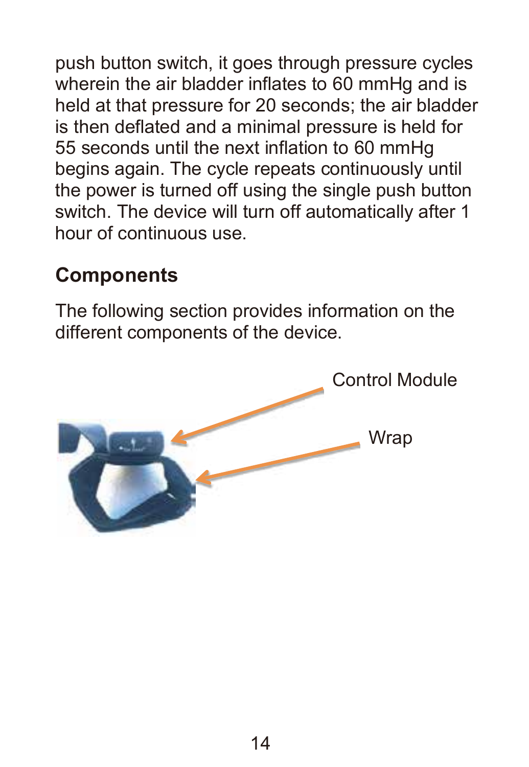push button switch, it goes through pressure cycles wherein the air bladder inflates to 60 mmHg and is held at that pressure for 20 seconds; the air bladder is then deflated and a minimal pressure is held for 55 seconds until the next inflation to 60 mmHg begins again. The cycle repeats continuously until the power is turned off using the single push button switch. The device will turn off automatically after 1 hour of continuous use.

## Components

The following section provides information on the different components of the device.

Control Module

Wrap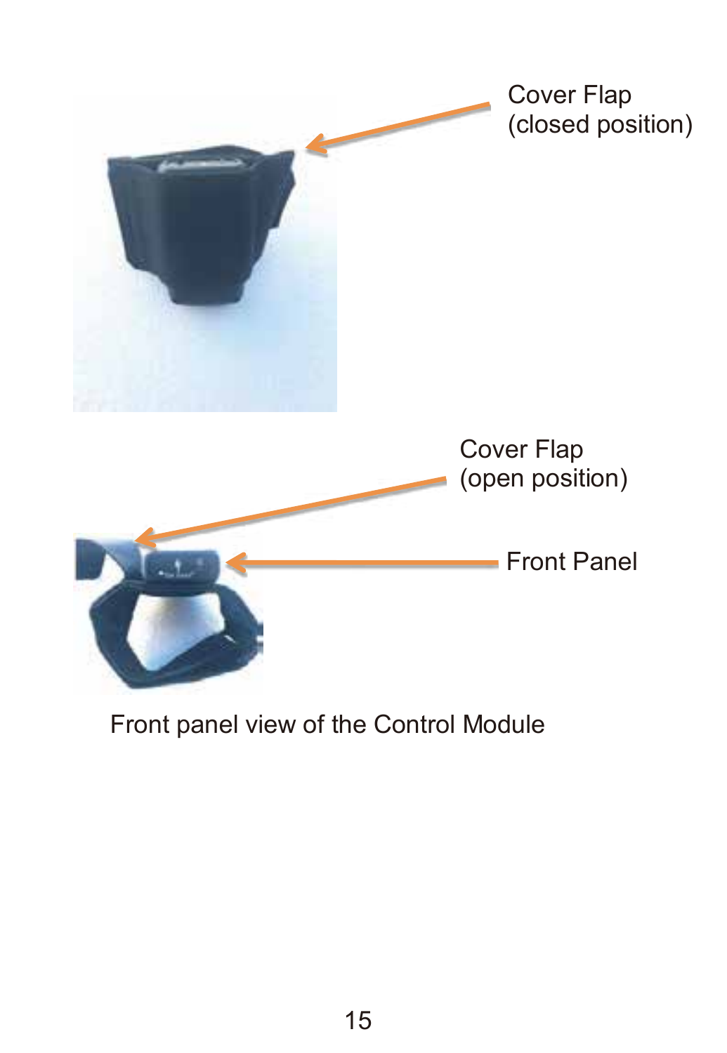Cover Flap
(closed position)

Cover Flap
(open position)

Front Panel

Front panel view of the Control Module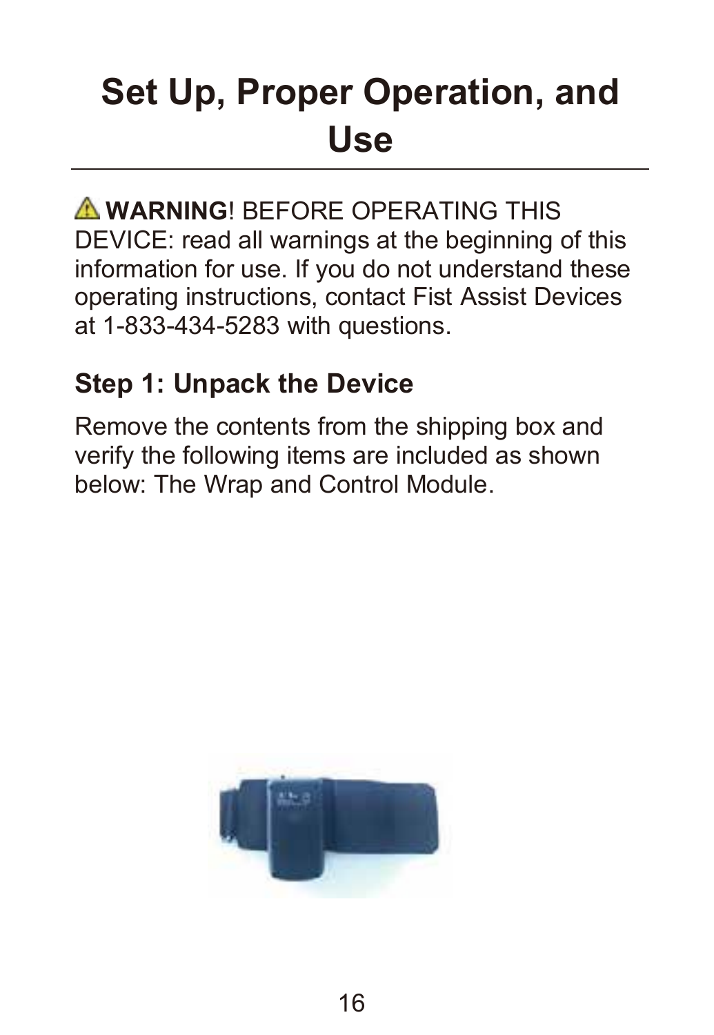# Set Up, Proper Operation, and Use

⚠ **WARNING**! BEFORE OPERATING THIS DEVICE: read all warnings at the beginning of this information for use. If you do not understand these operating instructions, contact Fist Assist Devices at 1-833-434-5283 with questions.

### Step 1: Unpack the Device

Remove the contents from the shipping box and verify the following items are included as shown below: The Wrap and Control Module.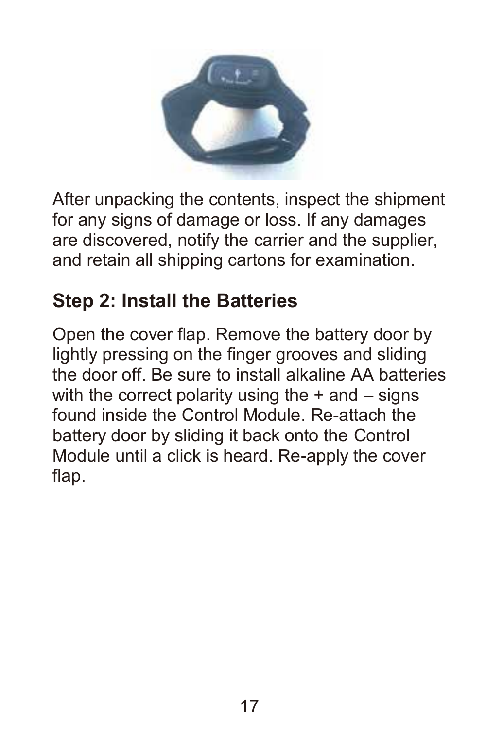After unpacking the contents, inspect the shipment for any signs of damage or loss. If any damages are discovered, notify the carrier and the supplier, and retain all shipping cartons for examination.

## Step 2: Install the Batteries

Open the cover flap. Remove the battery door by lightly pressing on the finger grooves and sliding the door off. Be sure to install alkaline AA batteries with the correct polarity using the + and – signs found inside the Control Module. Re-attach the battery door by sliding it back onto the Control Module until a click is heard. Re-apply the cover flap.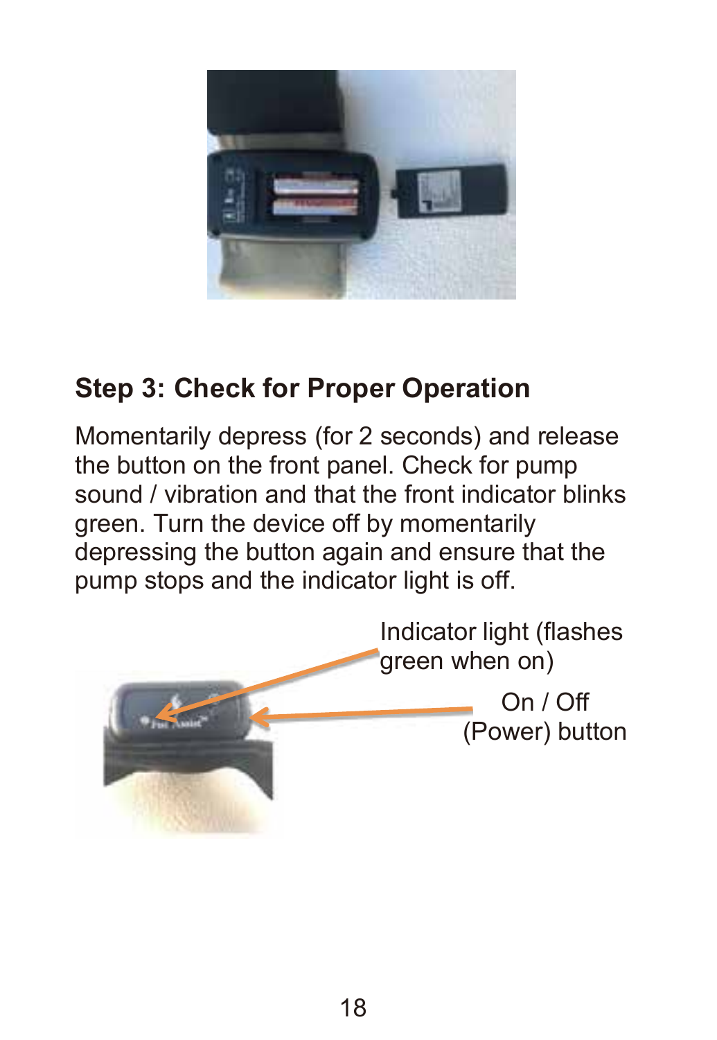## Step 3: Check for Proper Operation

Momentarily depress (for 2 seconds) and release the button on the front panel. Check for pump sound / vibration and that the front indicator blinks green. Turn the device off by momentarily depressing the button again and ensure that the pump stops and the indicator light is off.

Indicator light (flashes green when on)

On / Off (Power) button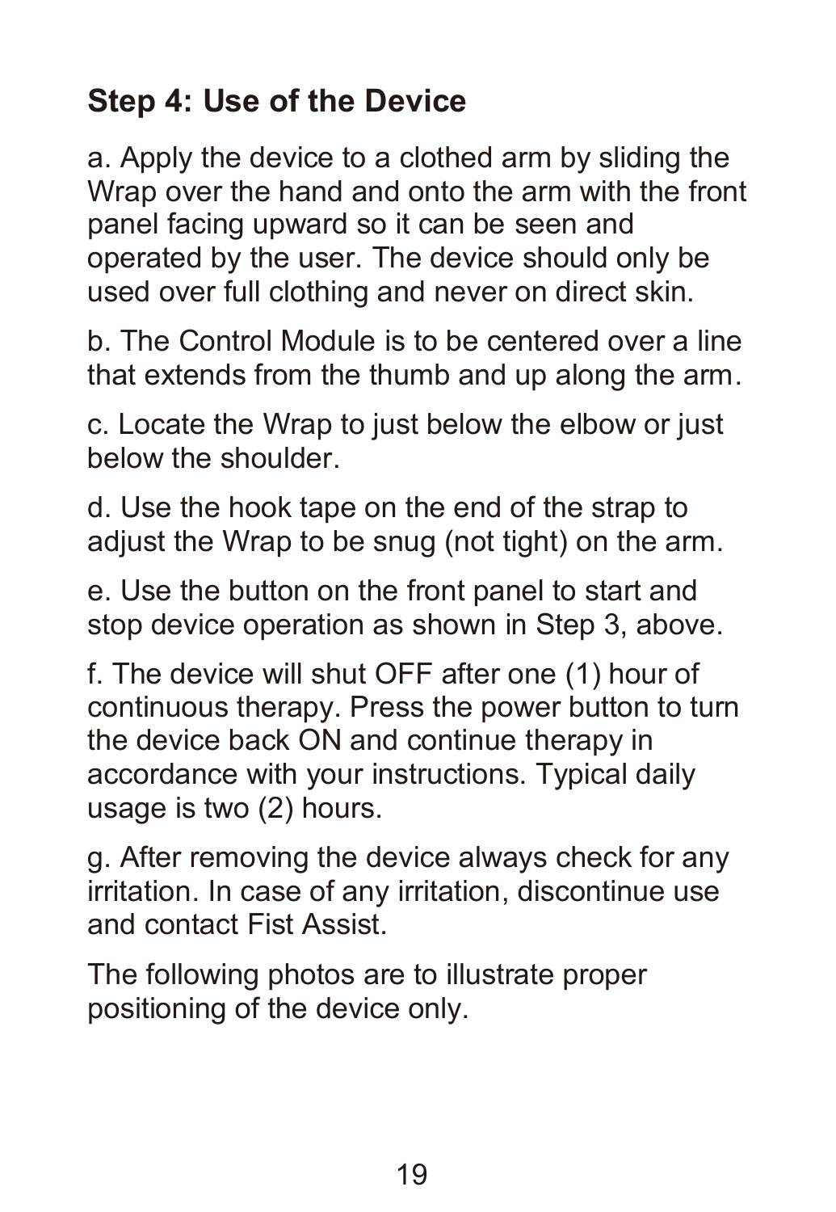## Step 4: Use of the Device

a. Apply the device to a clothed arm by sliding the Wrap over the hand and onto the arm with the front panel facing upward so it can be seen and operated by the user. The device should only be used over full clothing and never on direct skin.

b. The Control Module is to be centered over a line that extends from the thumb and up along the arm.

c. Locate the Wrap to just below the elbow or just below the shoulder.

d. Use the hook tape on the end of the strap to adjust the Wrap to be snug (not tight) on the arm.

e. Use the button on the front panel to start and stop device operation as shown in Step 3, above.

f. The device will shut OFF after one (1) hour of continuous therapy. Press the power button to turn the device back ON and continue therapy in accordance with your instructions. Typical daily usage is two (2) hours.

g. After removing the device always check for any irritation. In case of any irritation, discontinue use and contact Fist Assist.

The following photos are to illustrate proper positioning of the device only.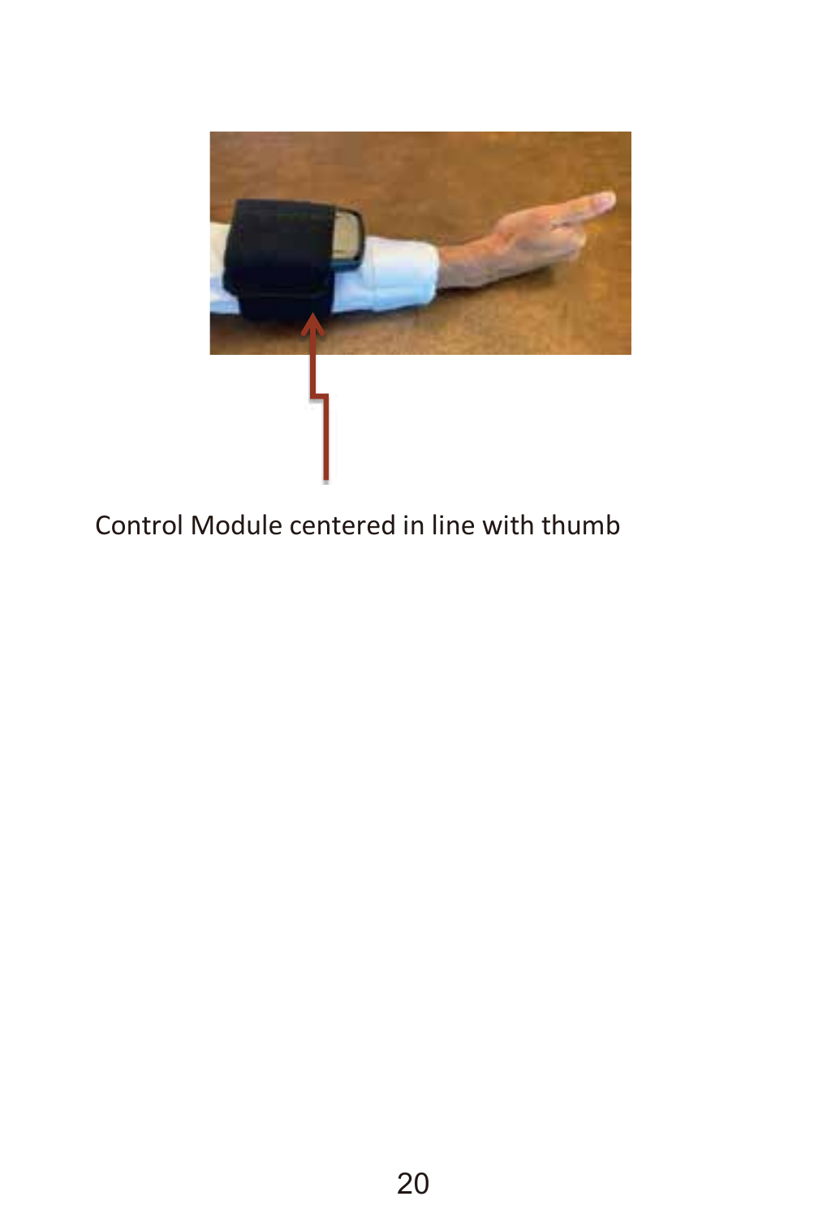Control Module centered in line with thumb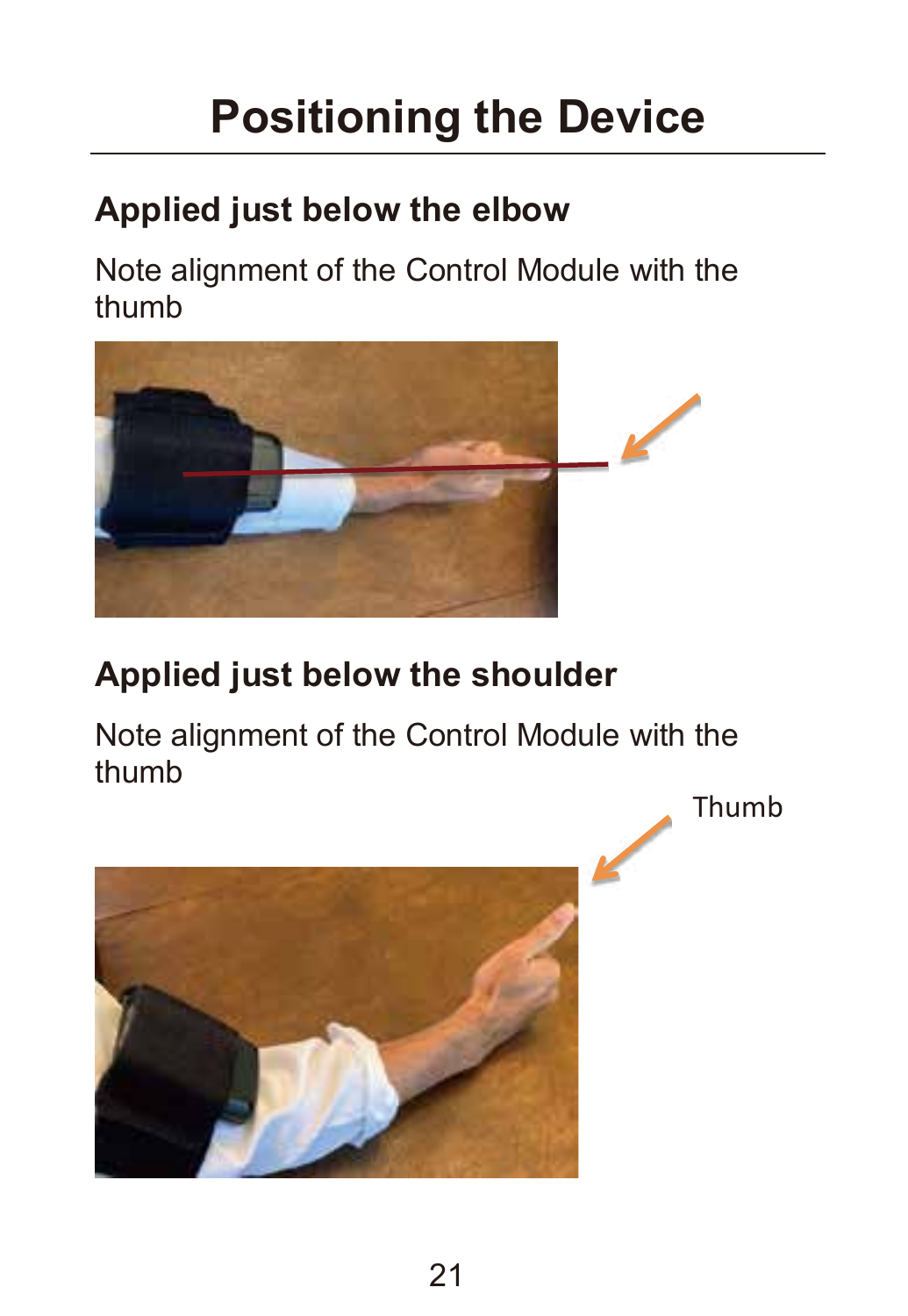# Positioning the Device

## Applied just below the elbow

Note alignment of the Control Module with the thumb

## Applied just below the shoulder

Note alignment of the Control Module with the thumb

Thumb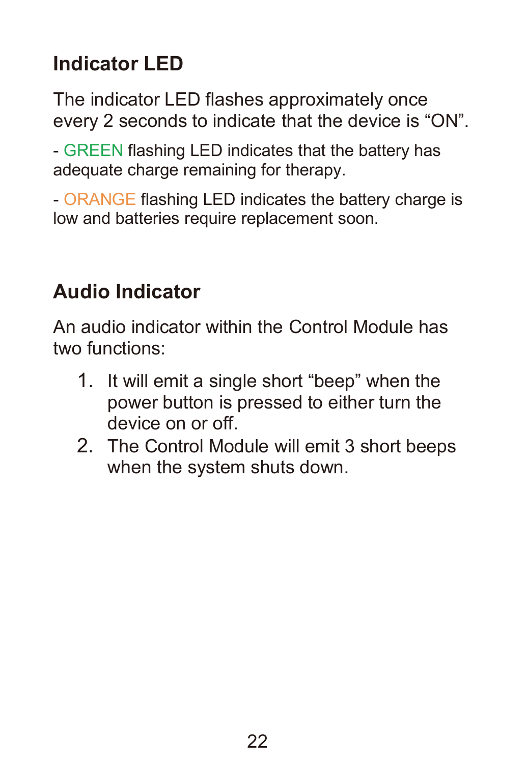## Indicator LED

The indicator LED flashes approximately once every 2 seconds to indicate that the device is “ON”.

- GREEN flashing LED indicates that the battery has adequate charge remaining for therapy.

- ORANGE flashing LED indicates the battery charge is low and batteries require replacement soon.

## Audio Indicator

An audio indicator within the Control Module has two functions:

1. It will emit a single short “beep” when the power button is pressed to either turn the device on or off.
2. The Control Module will emit 3 short beeps when the system shuts down.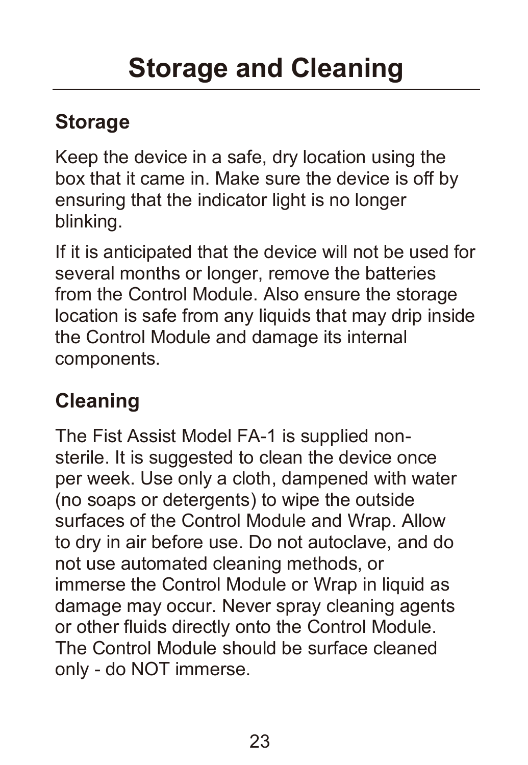# Storage and Cleaning

## Storage

Keep the device in a safe, dry location using the box that it came in. Make sure the device is off by ensuring that the indicator light is no longer blinking.

If it is anticipated that the device will not be used for several months or longer, remove the batteries from the Control Module. Also ensure the storage location is safe from any liquids that may drip inside the Control Module and damage its internal components.

## Cleaning

The Fist Assist Model FA-1 is supplied non-sterile. It is suggested to clean the device once per week. Use only a cloth, dampened with water (no soaps or detergents) to wipe the outside surfaces of the Control Module and Wrap. Allow to dry in air before use. Do not autoclave, and do not use automated cleaning methods, or immerse the Control Module or Wrap in liquid as damage may occur. Never spray cleaning agents or other fluids directly onto the Control Module. The Control Module should be surface cleaned only - do NOT immerse.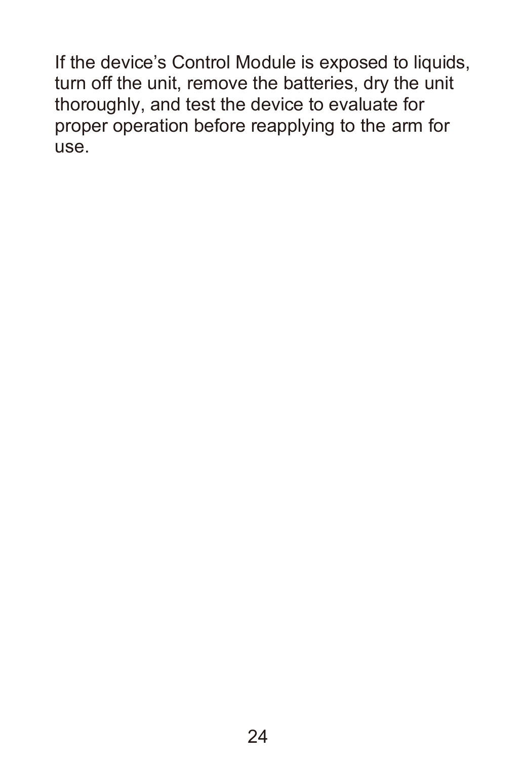If the device’s Control Module is exposed to liquids, turn off the unit, remove the batteries, dry the unit thoroughly, and test the device to evaluate for proper operation before reapplying to the arm for use.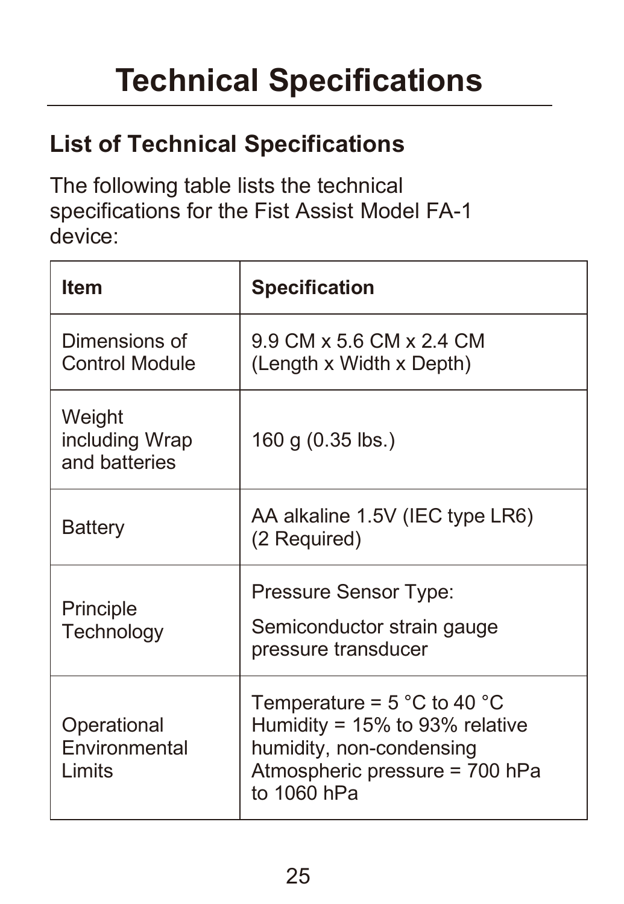# Technical Specifications

## List of Technical Specifications

The following table lists the technical specifications for the Fist Assist Model FA-1 device:

| Item | Specification |
|---|---|
| Dimensions of Control Module | 9.9 CM x 5.6 CM x 2.4 CM (Length x Width x Depth) |
| Weight including Wrap and batteries | 160 g (0.35 lbs.) |
| Battery | AA alkaline 1.5V (IEC type LR6) (2 Required) |
| Principle Technology | Pressure Sensor Type:<br>Semiconductor strain gauge pressure transducer |
| Operational Environmental Limits | Temperature = 5 °C to 40 °C<br>Humidity = 15% to 93% relative humidity, non-condensing<br>Atmospheric pressure = 700 hPa to 1060 hPa |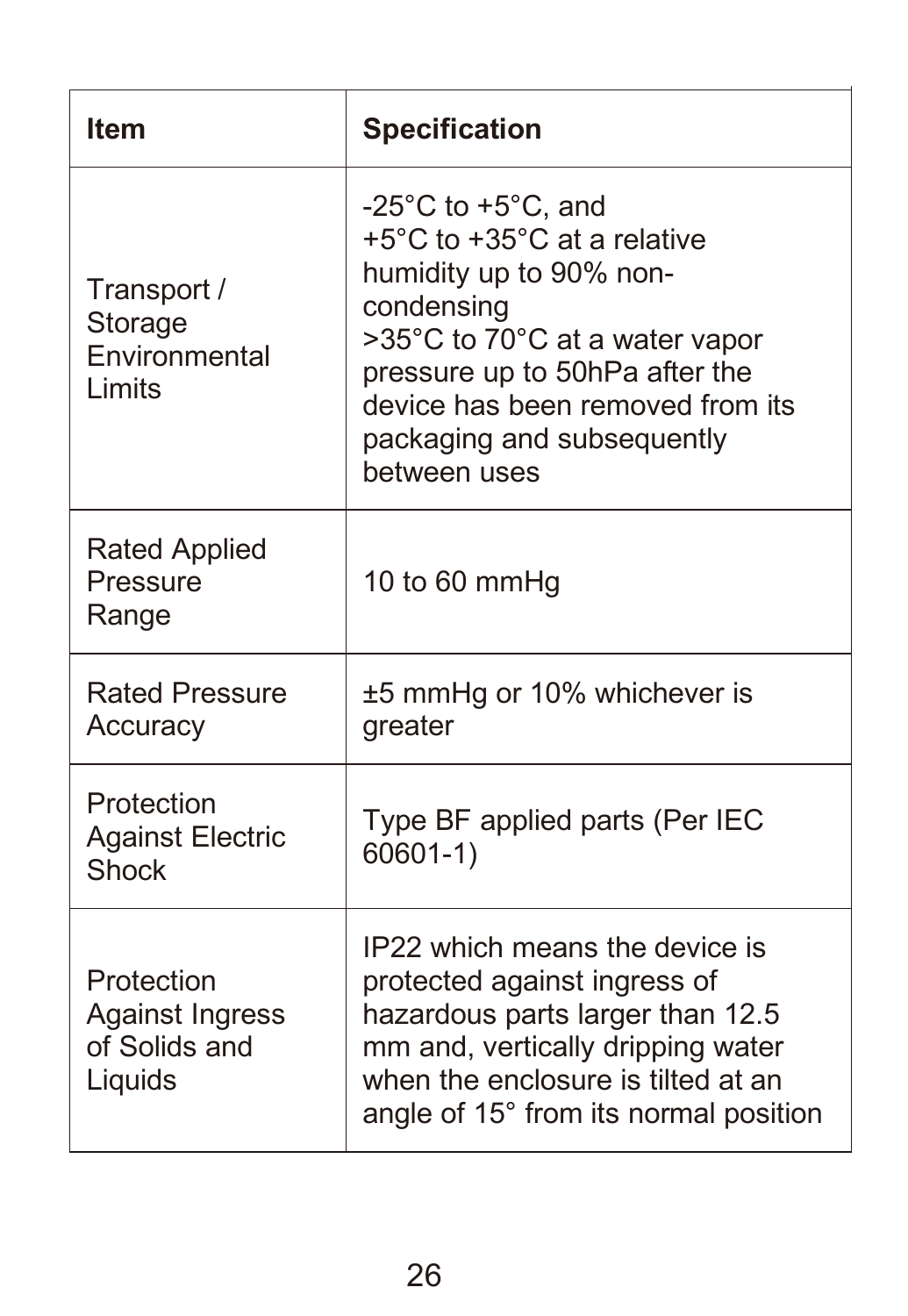| Item | Specification |
| --- | --- |
| Transport / Storage Environmental Limits | -25°C to +5°C, and +5°C to +35°C at a relative humidity up to 90% non-condensing >35°C to 70°C at a water vapor pressure up to 50hPa after the device has been removed from its packaging and subsequently between uses |
| Rated Applied Pressure Range | 10 to 60 mmHg |
| Rated Pressure Accuracy | ±5 mmHg or 10% whichever is greater |
| Protection Against Electric Shock | Type BF applied parts (Per IEC 60601-1) |
| Protection Against Ingress of Solids and Liquids | IP22 which means the device is protected against ingress of hazardous parts larger than 12.5 mm and, vertically dripping water when the enclosure is tilted at an angle of 15° from its normal position |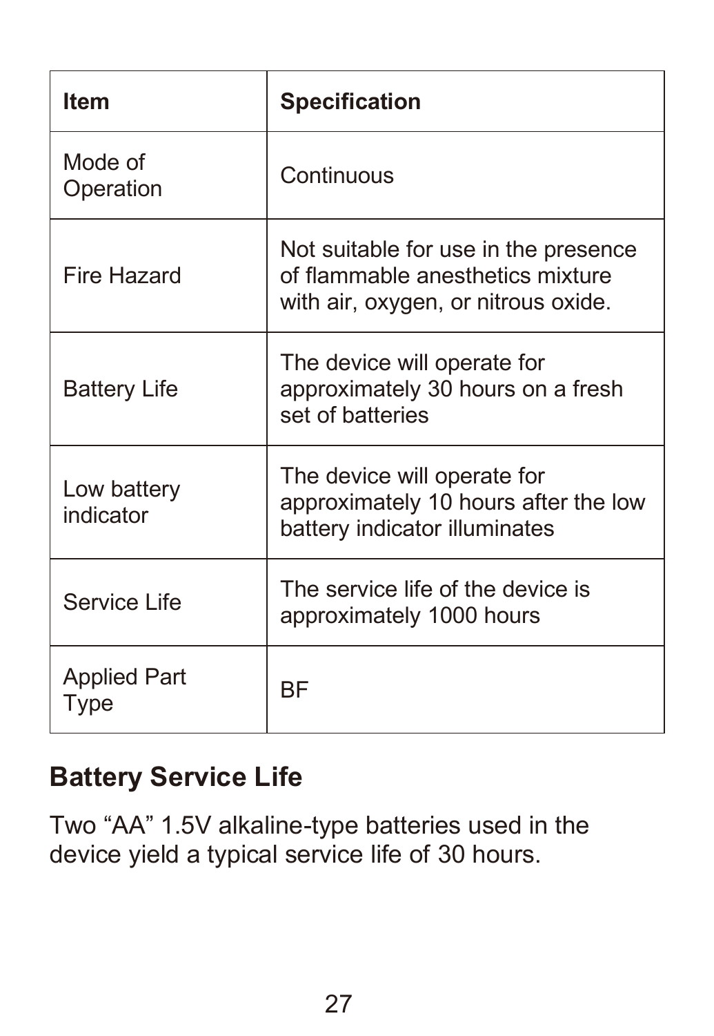| Item | Specification |
| --- | --- |
| Mode of Operation | Continuous |
| Fire Hazard | Not suitable for use in the presence of flammable anesthetics mixture with air, oxygen, or nitrous oxide. |
| Battery Life | The device will operate for approximately 30 hours on a fresh set of batteries |
| Low battery indicator | The device will operate for approximately 10 hours after the low battery indicator illuminates |
| Service Life | The service life of the device is approximately 1000 hours |
| Applied Part Type | BF |

## Battery Service Life

Two “AA” 1.5V alkaline-type batteries used in the device yield a typical service life of 30 hours.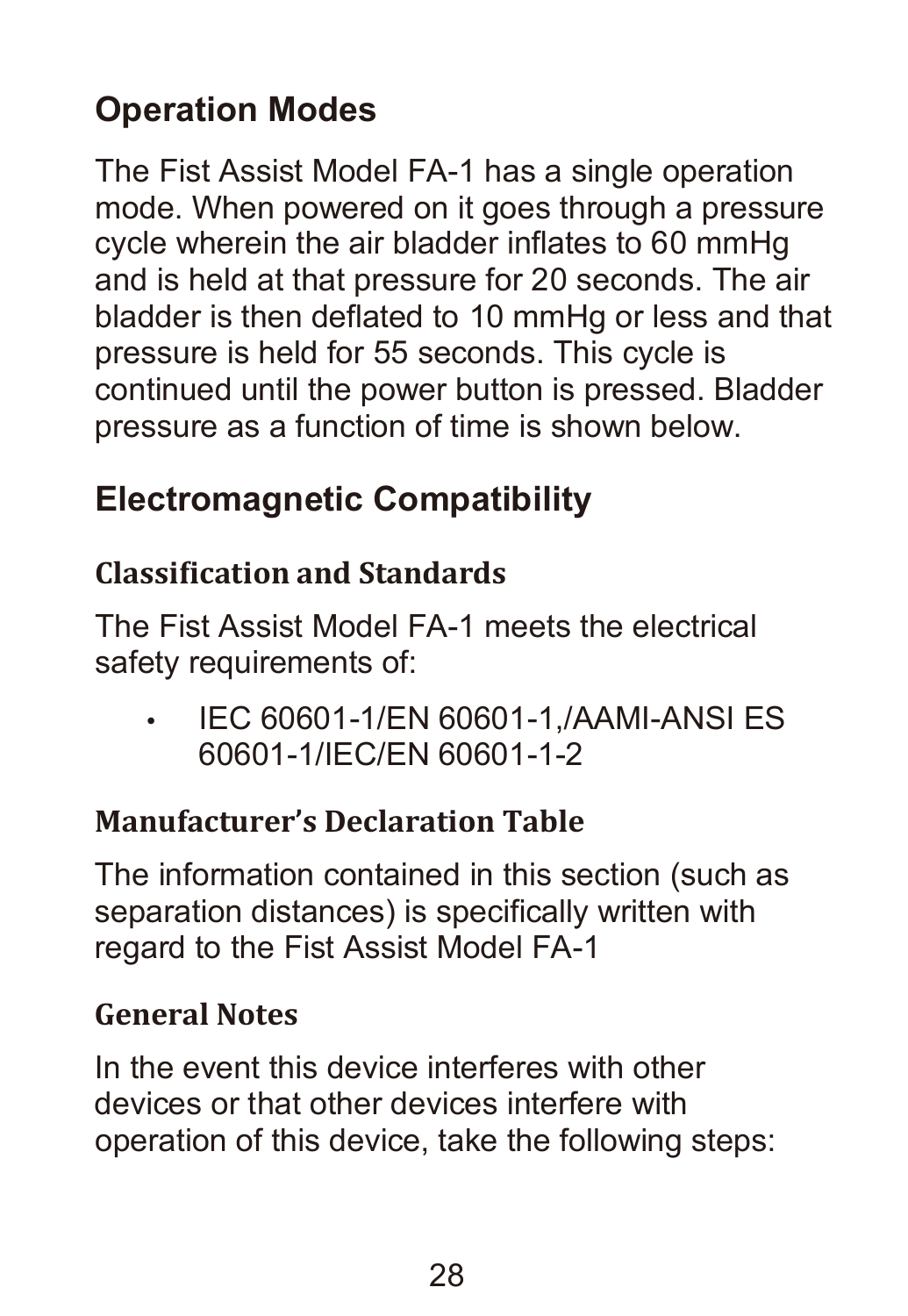## Operation Modes

The Fist Assist Model FA-1 has a single operation mode. When powered on it goes through a pressure cycle wherein the air bladder inflates to 60 mmHg and is held at that pressure for 20 seconds. The air bladder is then deflated to 10 mmHg or less and that pressure is held for 55 seconds. This cycle is continued until the power button is pressed. Bladder pressure as a function of time is shown below.

## Electromagnetic Compatibility

### Classification and Standards

The Fist Assist Model FA-1 meets the electrical safety requirements of:

- IEC 60601-1/EN 60601-1,/AAMI-ANSI ES 60601-1/IEC/EN 60601-1-2

### Manufacturer's Declaration Table

The information contained in this section (such as separation distances) is specifically written with regard to the Fist Assist Model FA-1

### General Notes

In the event this device interferes with other devices or that other devices interfere with operation of this device, take the following steps: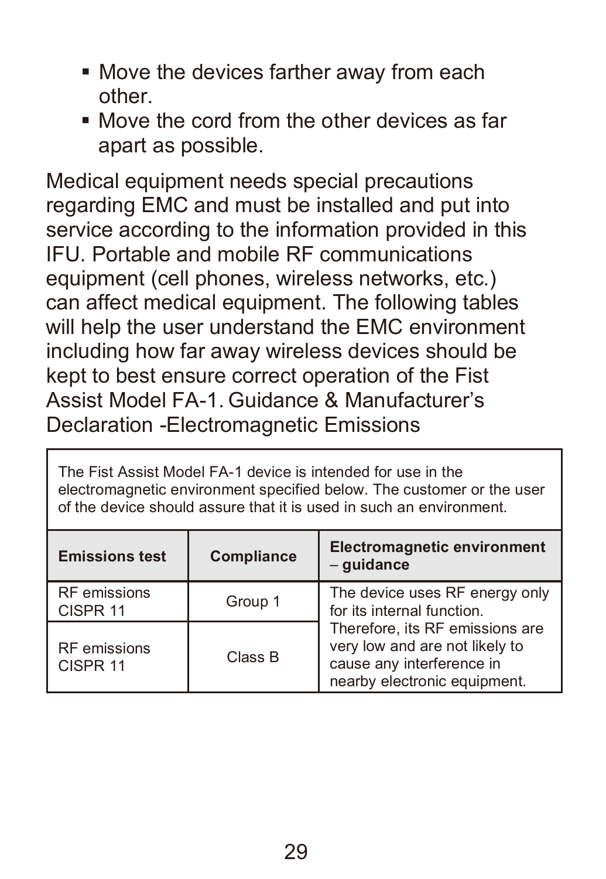- Move the devices farther away from each other.
- Move the cord from the other devices as far apart as possible.

Medical equipment needs special precautions regarding EMC and must be installed and put into service according to the information provided in this IFU. Portable and mobile RF communications equipment (cell phones, wireless networks, etc.) can affect medical equipment. The following tables will help the user understand the EMC environment including how far away wireless devices should be kept to best ensure correct operation of the Fist Assist Model FA-1. Guidance & Manufacturer's Declaration -Electromagnetic Emissions

| The Fist Assist Model FA-1 device is intended for use in the electromagnetic environment specified below. The customer or the user of the device should assure that it is used in such an environment. | | |
|---|---|---|
| **Emissions test** | **Compliance** | **Electromagnetic environment – guidance** |
| RF emissions CISPR 11 | Group 1 | The device uses RF energy only for its internal function. Therefore, its RF emissions are very low and are not likely to cause any interference in nearby electronic equipment. |
| RF emissions CISPR 11 | Class B | |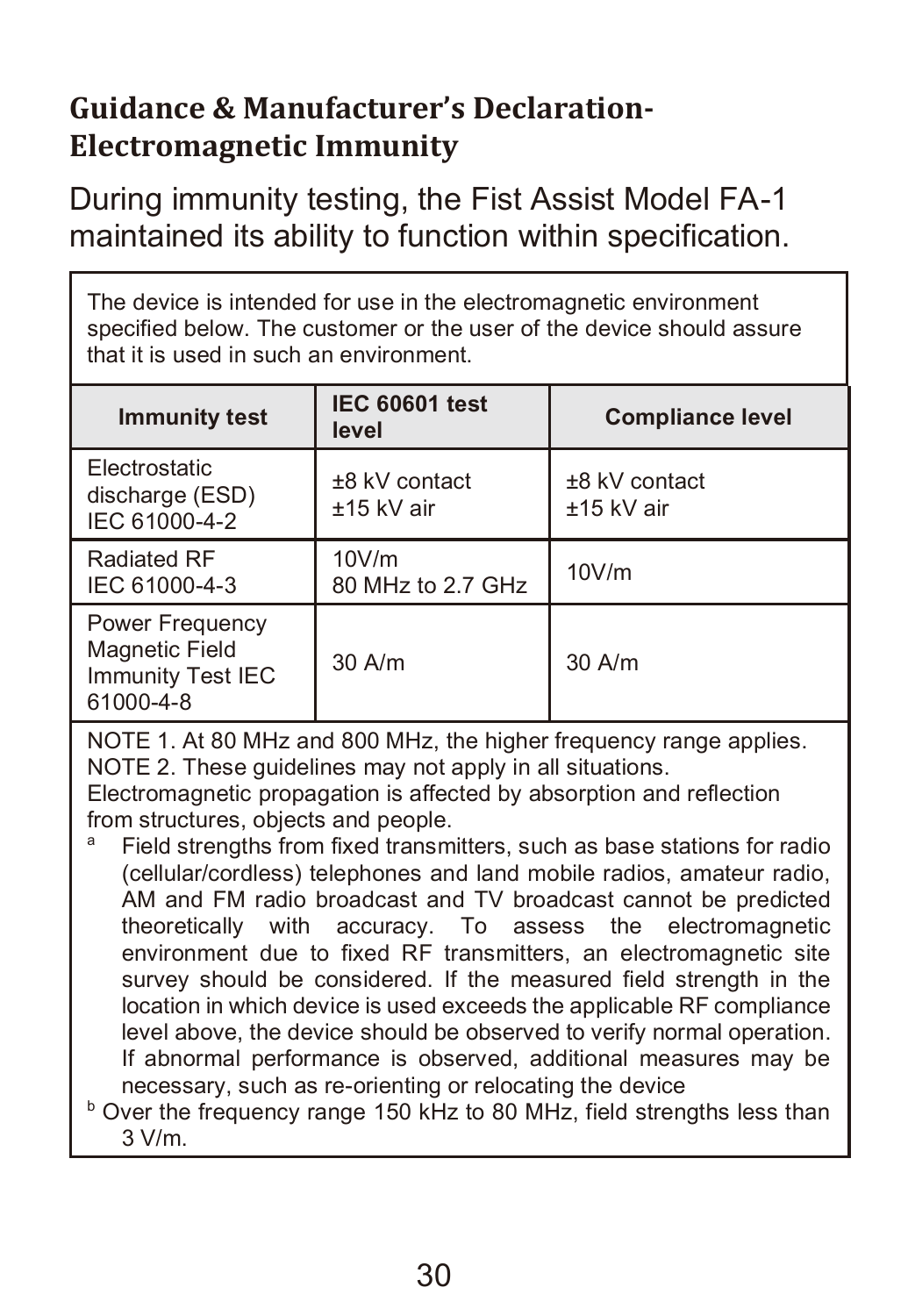## Guidance & Manufacturer's Declaration- Electromagnetic Immunity

During immunity testing, the Fist Assist Model FA-1 maintained its ability to function within specification.

The device is intended for use in the electromagnetic environment specified below. The customer or the user of the device should assure that it is used in such an environment.

| Immunity test | IEC 60601 test level | Compliance level |
|---|---|---|
| Electrostatic discharge (ESD) IEC 61000-4-2 | ±8 kV contact<br>±15 kV air | ±8 kV contact<br>±15 kV air |
| Radiated RF IEC 61000-4-3 | 10V/m<br>80 MHz to 2.7 GHz | 10V/m |
| Power Frequency Magnetic Field Immunity Test IEC 61000-4-8 | 30 A/m | 30 A/m |

NOTE 1. At 80 MHz and 800 MHz, the higher frequency range applies.
NOTE 2. These guidelines may not apply in all situations. Electromagnetic propagation is affected by absorption and reflection from structures, objects and people.

[a] Field strengths from fixed transmitters, such as base stations for radio (cellular/cordless) telephones and land mobile radios, amateur radio, AM and FM radio broadcast and TV broadcast cannot be predicted theoretically with accuracy. To assess the electromagnetic environment due to fixed RF transmitters, an electromagnetic site survey should be considered. If the measured field strength in the location in which device is used exceeds the applicable RF compliance level above, the device should be observed to verify normal operation. If abnormal performance is observed, additional measures may be necessary, such as re-orienting or relocating the device

[b] Over the frequency range 150 kHz to 80 MHz, field strengths less than 3 V/m.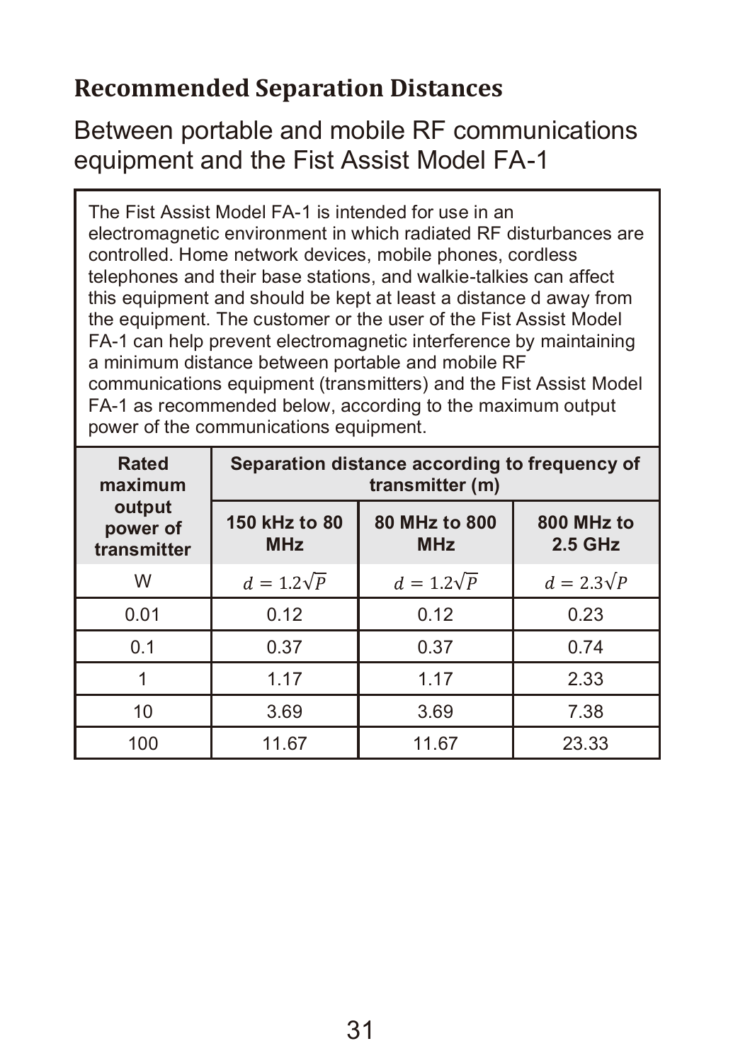## Recommended Separation Distances

### Between portable and mobile RF communications equipment and the Fist Assist Model FA-1

The Fist Assist Model FA-1 is intended for use in an electromagnetic environment in which radiated RF disturbances are controlled. Home network devices, mobile phones, cordless telephones and their base stations, and walkie-talkies can affect this equipment and should be kept at least a distance d away from the equipment. The customer or the user of the Fist Assist Model FA-1 can help prevent electromagnetic interference by maintaining a minimum distance between portable and mobile RF communications equipment (transmitters) and the Fist Assist Model FA-1 as recommended below, according to the maximum output power of the communications equipment.

| Rated maximum output power of transmitter | Separation distance according to frequency of transmitter (m) | | |
|---|---|---|---|
| | 150 kHz to 80 MHz | 80 MHz to 800 MHz | 800 MHz to 2.5 GHz |
| W | $d = 1.2\sqrt{P}$ | $d = 1.2\sqrt{P}$ | $d = 2.3\sqrt{P}$ |
| 0.01 | 0.12 | 0.12 | 0.23 |
| 0.1 | 0.37 | 0.37 | 0.74 |
| 1 | 1.17 | 1.17 | 2.33 |
| 10 | 3.69 | 3.69 | 7.38 |
| 100 | 11.67 | 11.67 | 23.33 |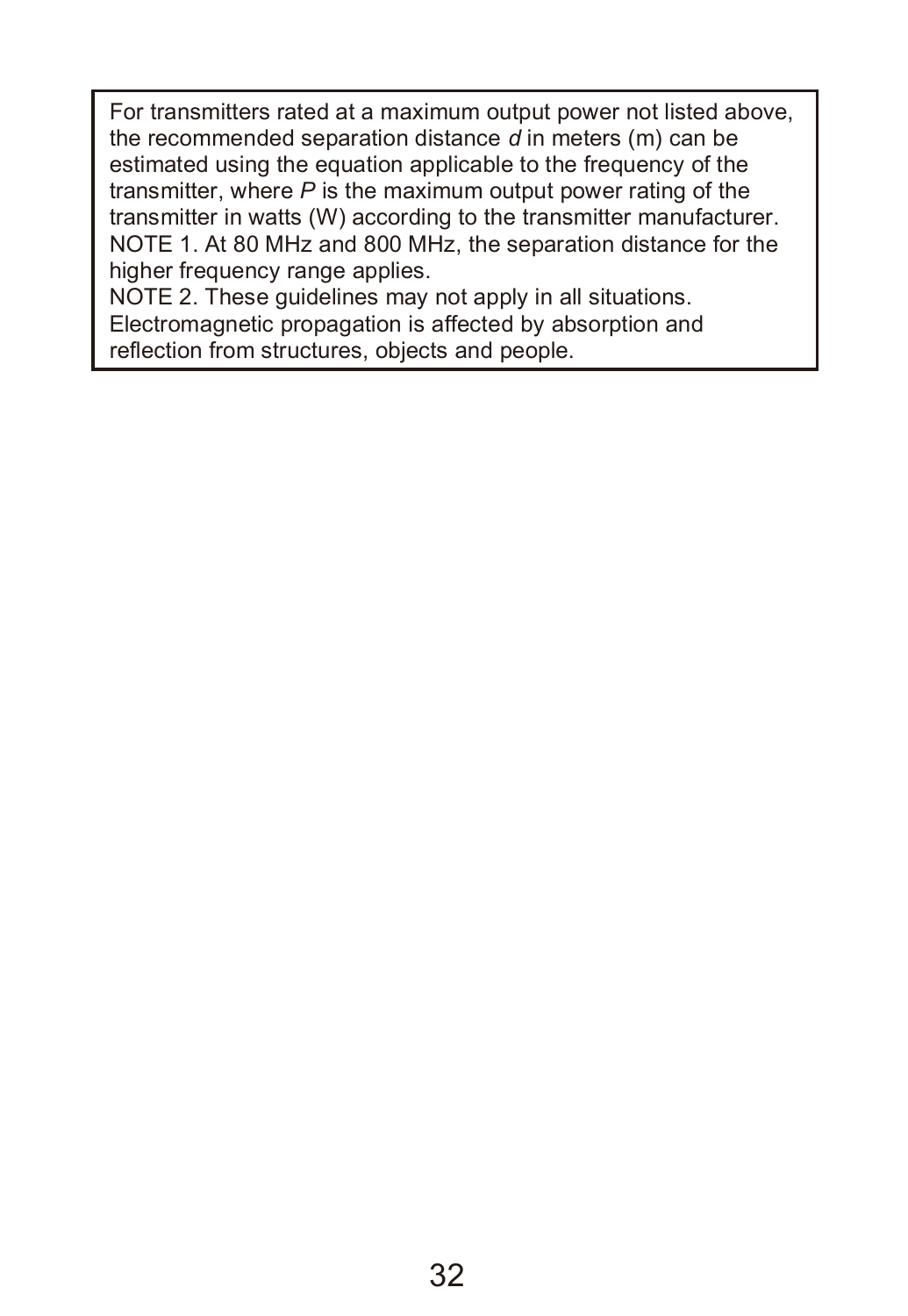For transmitters rated at a maximum output power not listed above, the recommended separation distance $d$ in meters (m) can be estimated using the equation applicable to the frequency of the transmitter, where $P$ is the maximum output power rating of the transmitter in watts (W) according to the transmitter manufacturer.

NOTE 1. At 80 MHz and 800 MHz, the separation distance for the higher frequency range applies.

NOTE 2. These guidelines may not apply in all situations. Electromagnetic propagation is affected by absorption and reflection from structures, objects and people.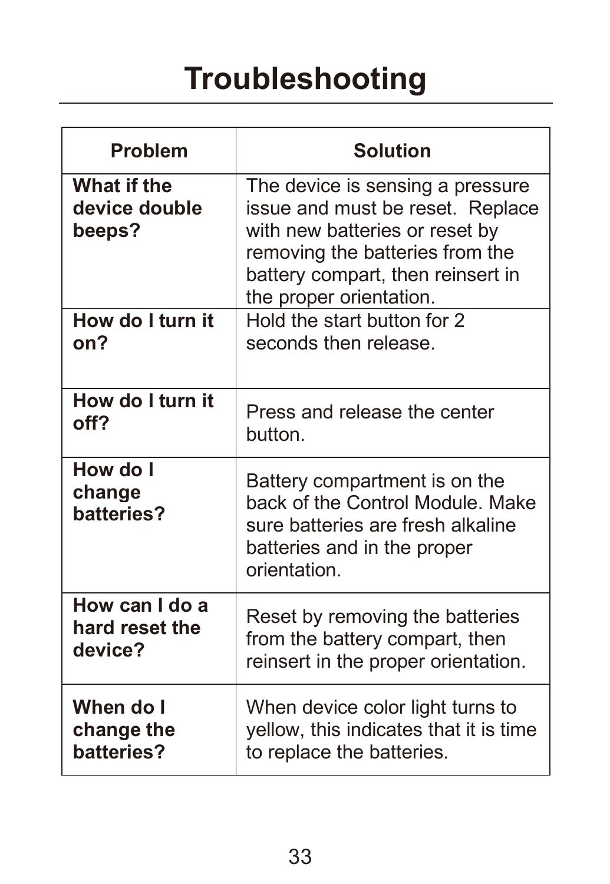# Troubleshooting

| Problem | Solution |
| --- | --- |
| **What if the device double beeps?** | The device is sensing a pressure issue and must be reset. Replace with new batteries or reset by removing the batteries from the battery compart, then reinsert in the proper orientation. |
| **How do I turn it on?** | Hold the start button for 2 seconds then release. |
| **How do I turn it off?** | Press and release the center button. |
| **How do I change batteries?** | Battery compartment is on the back of the Control Module. Make sure batteries are fresh alkaline batteries and in the proper orientation. |
| **How can I do a hard reset the device?** | Reset by removing the batteries from the battery compart, then reinsert in the proper orientation. |
| **When do I change the batteries?** | When device color light turns to yellow, this indicates that it is time to replace the batteries. |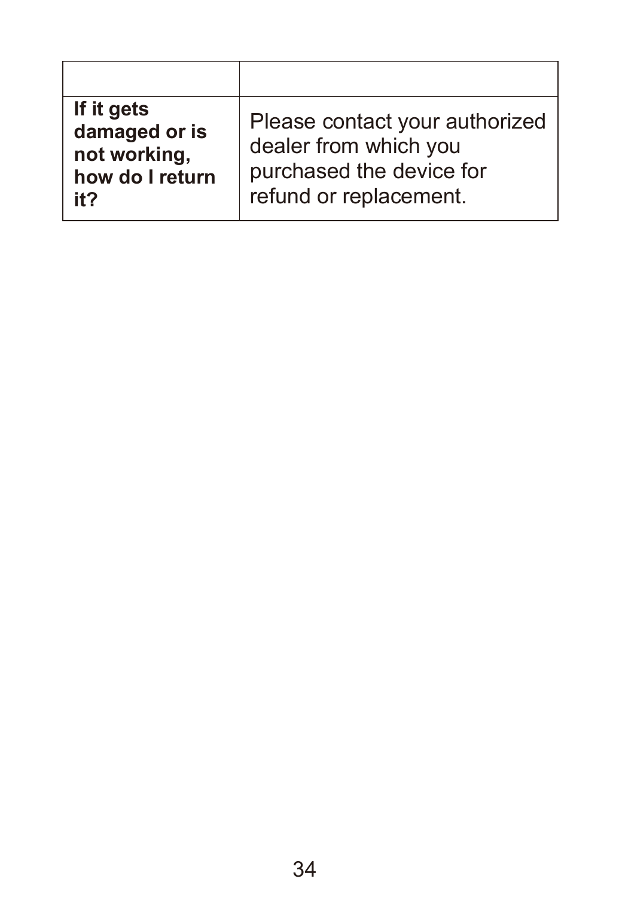| | |
|---|---|
| **If it gets damaged or is not working, how do I return it?** | Please contact your authorized dealer from which you purchased the device for refund or replacement. |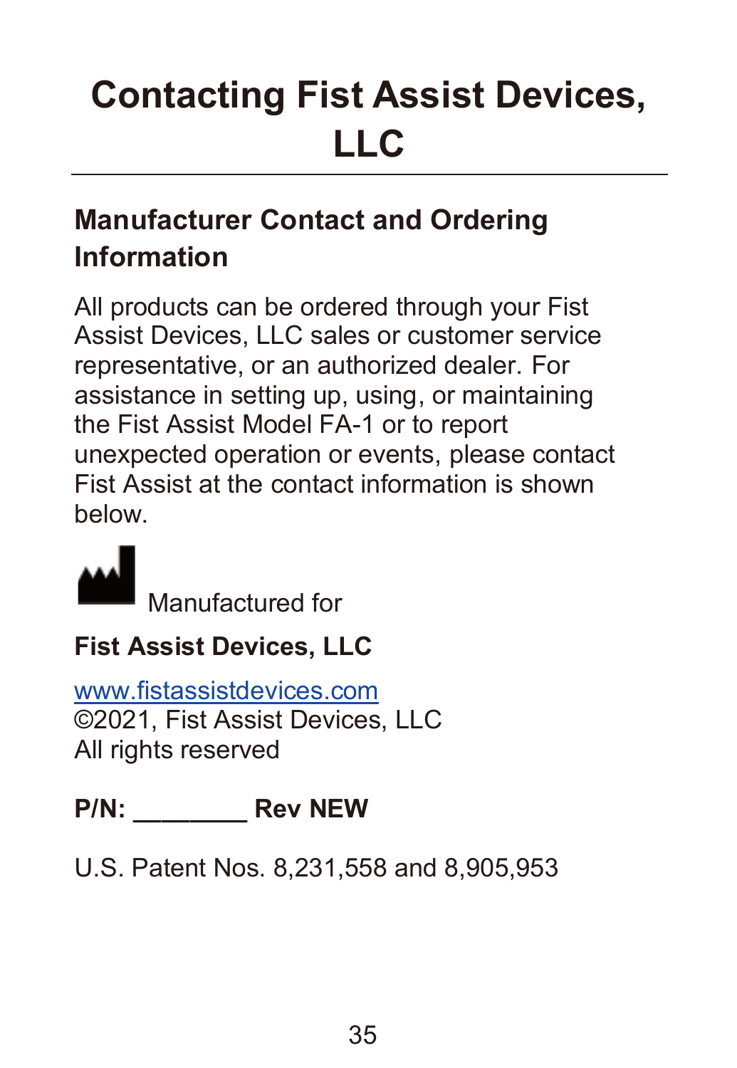# Contacting Fist Assist Devices, LLC

## Manufacturer Contact and Ordering Information

All products can be ordered through your Fist Assist Devices, LLC sales or customer service representative, or an authorized dealer. For assistance in setting up, using, or maintaining the Fist Assist Model FA-1 or to report unexpected operation or events, please contact Fist Assist at the contact information is shown below.

Manufactured for

**Fist Assist Devices, LLC**

www.fistassistdevices.com
©2021, Fist Assist Devices, LLC
All rights reserved

**P/N: ________ Rev NEW**

U.S. Patent Nos. 8,231,558 and 8,905,953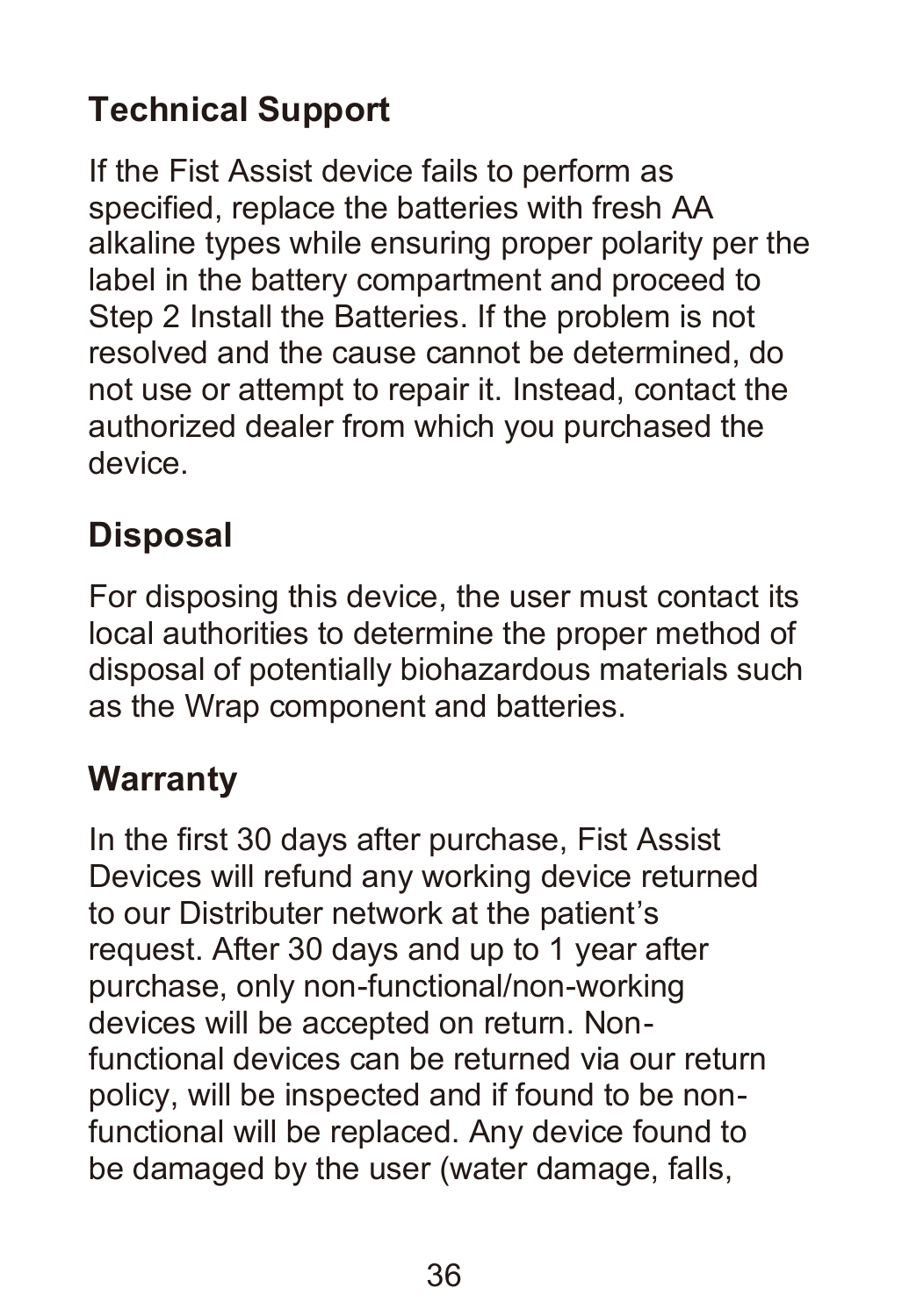## Technical Support

If the Fist Assist device fails to perform as specified, replace the batteries with fresh AA alkaline types while ensuring proper polarity per the label in the battery compartment and proceed to Step 2 Install the Batteries. If the problem is not resolved and the cause cannot be determined, do not use or attempt to repair it. Instead, contact the authorized dealer from which you purchased the device.

## Disposal

For disposing this device, the user must contact its local authorities to determine the proper method of disposal of potentially biohazardous materials such as the Wrap component and batteries.

## Warranty

In the first 30 days after purchase, Fist Assist Devices will refund any working device returned to our Distributer network at the patient's request. After 30 days and up to 1 year after purchase, only non-functional/non-working devices will be accepted on return. Non-functional devices can be returned via our return policy, will be inspected and if found to be non-functional will be replaced. Any device found to be damaged by the user (water damage, falls,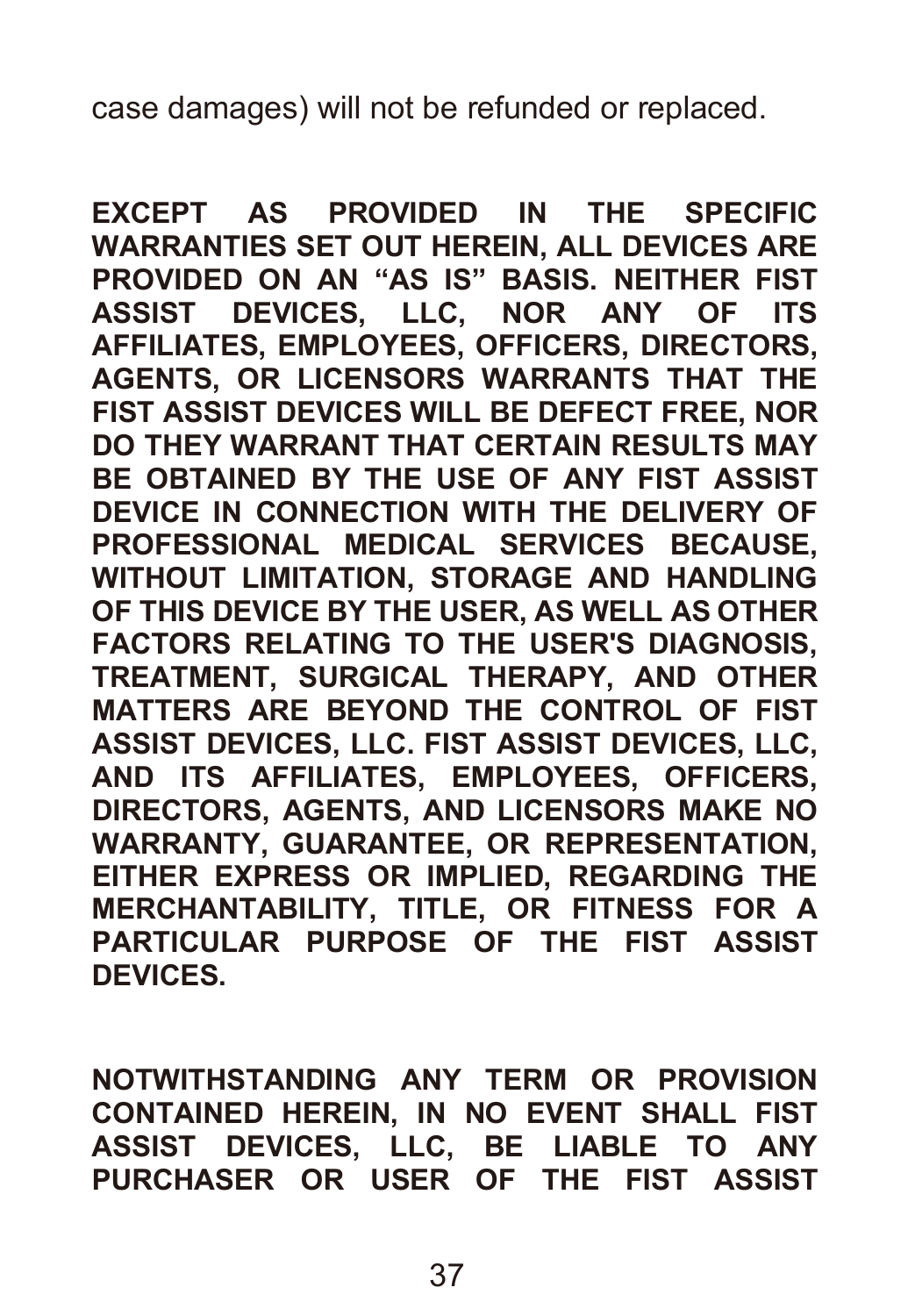case damages) will not be refunded or replaced.

**EXCEPT AS PROVIDED IN THE SPECIFIC WARRANTIES SET OUT HEREIN, ALL DEVICES ARE PROVIDED ON AN "AS IS" BASIS. NEITHER FIST ASSIST DEVICES, LLC, NOR ANY OF ITS AFFILIATES, EMPLOYEES, OFFICERS, DIRECTORS, AGENTS, OR LICENSORS WARRANTS THAT THE FIST ASSIST DEVICES WILL BE DEFECT FREE, NOR DO THEY WARRANT THAT CERTAIN RESULTS MAY BE OBTAINED BY THE USE OF ANY FIST ASSIST DEVICE IN CONNECTION WITH THE DELIVERY OF PROFESSIONAL MEDICAL SERVICES BECAUSE, WITHOUT LIMITATION, STORAGE AND HANDLING OF THIS DEVICE BY THE USER, AS WELL AS OTHER FACTORS RELATING TO THE USER'S DIAGNOSIS, TREATMENT, SURGICAL THERAPY, AND OTHER MATTERS ARE BEYOND THE CONTROL OF FIST ASSIST DEVICES, LLC. FIST ASSIST DEVICES, LLC, AND ITS AFFILIATES, EMPLOYEES, OFFICERS, DIRECTORS, AGENTS, AND LICENSORS MAKE NO WARRANTY, GUARANTEE, OR REPRESENTATION, EITHER EXPRESS OR IMPLIED, REGARDING THE MERCHANTABILITY, TITLE, OR FITNESS FOR A PARTICULAR PURPOSE OF THE FIST ASSIST DEVICES.**

**NOTWITHSTANDING ANY TERM OR PROVISION CONTAINED HEREIN, IN NO EVENT SHALL FIST ASSIST DEVICES, LLC, BE LIABLE TO ANY PURCHASER OR USER OF THE FIST ASSIST**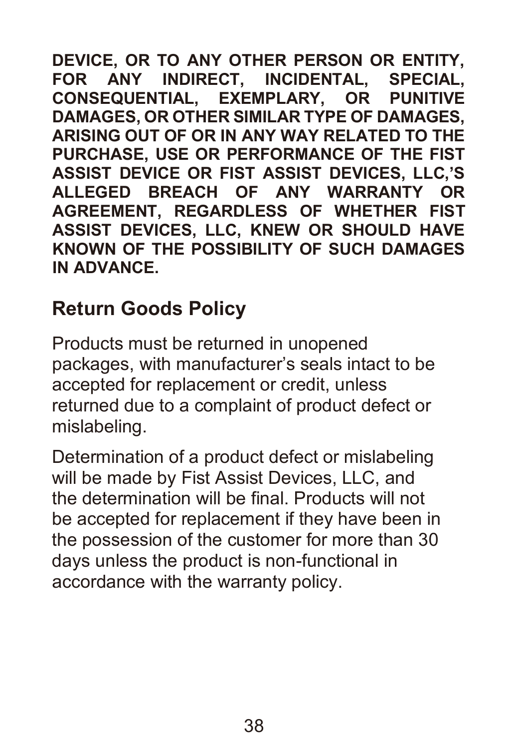**DEVICE, OR TO ANY OTHER PERSON OR ENTITY, FOR ANY INDIRECT, INCIDENTAL, SPECIAL, CONSEQUENTIAL, EXEMPLARY, OR PUNITIVE DAMAGES, OR OTHER SIMILAR TYPE OF DAMAGES, ARISING OUT OF OR IN ANY WAY RELATED TO THE PURCHASE, USE OR PERFORMANCE OF THE FIST ASSIST DEVICE OR FIST ASSIST DEVICES, LLC,'S ALLEGED BREACH OF ANY WARRANTY OR AGREEMENT, REGARDLESS OF WHETHER FIST ASSIST DEVICES, LLC, KNEW OR SHOULD HAVE KNOWN OF THE POSSIBILITY OF SUCH DAMAGES IN ADVANCE.**

## Return Goods Policy

Products must be returned in unopened packages, with manufacturer's seals intact to be accepted for replacement or credit, unless returned due to a complaint of product defect or mislabeling.

Determination of a product defect or mislabeling will be made by Fist Assist Devices, LLC, and the determination will be final. Products will not be accepted for replacement if they have been in the possession of the customer for more than 30 days unless the product is non-functional in accordance with the warranty policy.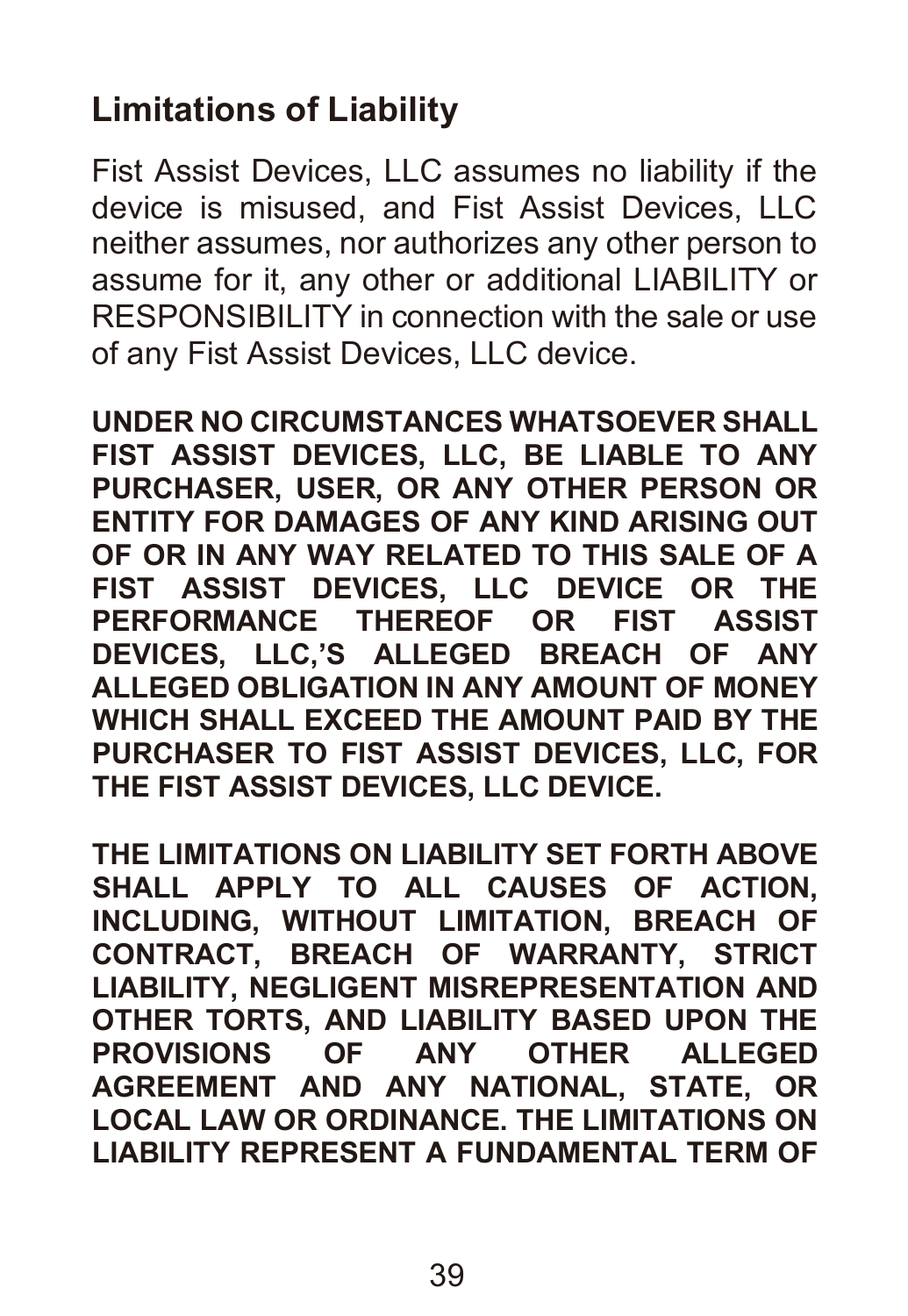## Limitations of Liability

Fist Assist Devices, LLC assumes no liability if the device is misused, and Fist Assist Devices, LLC neither assumes, nor authorizes any other person to assume for it, any other or additional LIABILITY or RESPONSIBILITY in connection with the sale or use of any Fist Assist Devices, LLC device.

**UNDER NO CIRCUMSTANCES WHATSOEVER SHALL FIST ASSIST DEVICES, LLC, BE LIABLE TO ANY PURCHASER, USER, OR ANY OTHER PERSON OR ENTITY FOR DAMAGES OF ANY KIND ARISING OUT OF OR IN ANY WAY RELATED TO THIS SALE OF A FIST ASSIST DEVICES, LLC DEVICE OR THE PERFORMANCE THEREOF OR FIST ASSIST DEVICES, LLC,'S ALLEGED BREACH OF ANY ALLEGED OBLIGATION IN ANY AMOUNT OF MONEY WHICH SHALL EXCEED THE AMOUNT PAID BY THE PURCHASER TO FIST ASSIST DEVICES, LLC, FOR THE FIST ASSIST DEVICES, LLC DEVICE.**

**THE LIMITATIONS ON LIABILITY SET FORTH ABOVE SHALL APPLY TO ALL CAUSES OF ACTION, INCLUDING, WITHOUT LIMITATION, BREACH OF CONTRACT, BREACH OF WARRANTY, STRICT LIABILITY, NEGLIGENT MISREPRESENTATION AND OTHER TORTS, AND LIABILITY BASED UPON THE PROVISIONS OF ANY OTHER ALLEGED AGREEMENT AND ANY NATIONAL, STATE, OR LOCAL LAW OR ORDINANCE. THE LIMITATIONS ON LIABILITY REPRESENT A FUNDAMENTAL TERM OF**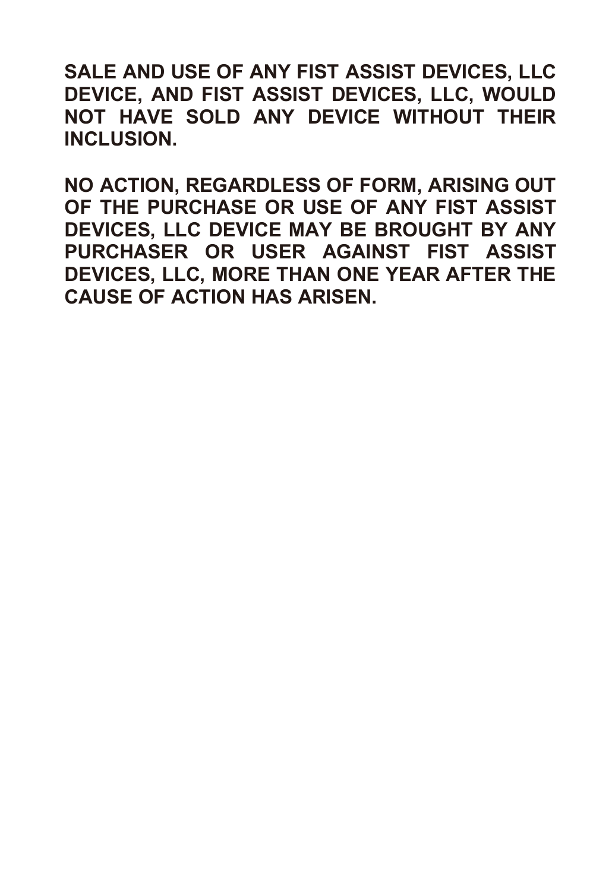**SALE AND USE OF ANY FIST ASSIST DEVICES, LLC DEVICE, AND FIST ASSIST DEVICES, LLC, WOULD NOT HAVE SOLD ANY DEVICE WITHOUT THEIR INCLUSION.**

**NO ACTION, REGARDLESS OF FORM, ARISING OUT OF THE PURCHASE OR USE OF ANY FIST ASSIST DEVICES, LLC DEVICE MAY BE BROUGHT BY ANY PURCHASER OR USER AGAINST FIST ASSIST DEVICES, LLC, MORE THAN ONE YEAR AFTER THE CAUSE OF ACTION HAS ARISEN.**